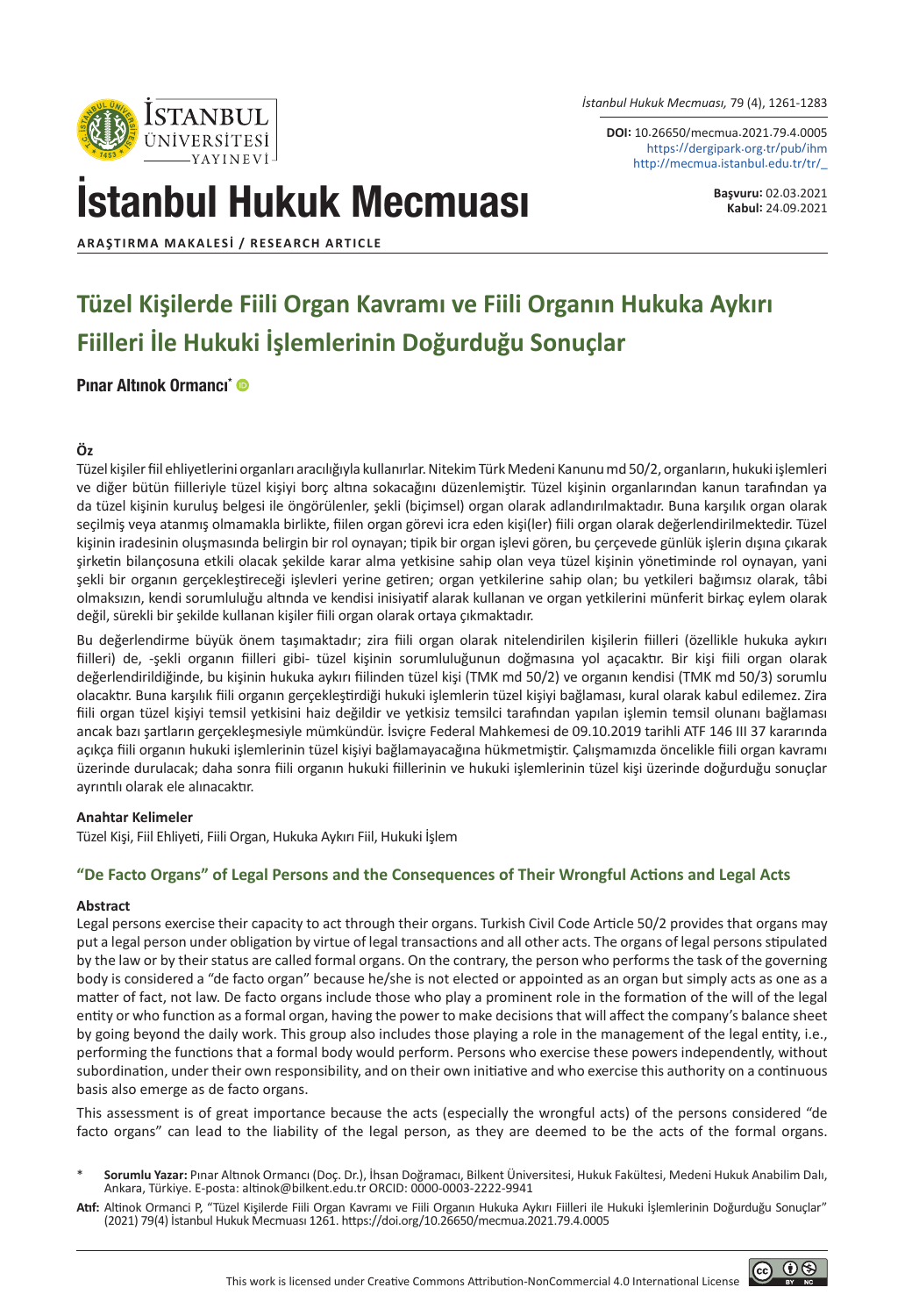İstanbul Hukuk Mecmuası

ARAŞTIRMA MAKALESİ / RESEARCH ARTICLE

**DOI:** 10.26650/mecmua.2021.79.4.0005
https://dergipark.org.tr/pub/ihm
http://mecmua.istanbul.edu.tr/tr/_

**Başvuru:** 02.03.2021
**Kabul:** 24.09.2021

# Tüzel Kişilerde Fiili Organ Kavramı ve Fiili Organın Hukuka Aykırı Fiilleri İle Hukuki İşlemlerinin Doğurduğu Sonuçlar

**Pınar Altınok Ormancı***

## Öz

Tüzel kişiler fiil ehliyetlerini organları aracılığıyla kullanırlar. Nitekim Türk Medeni Kanunu md 50/2, organların, hukuki işlemleri ve diğer bütün fiilleriyle tüzel kişiyi borç altına sokacağını düzenlemiştir. Tüzel kişinin organlarından kanun tarafından ya da tüzel kişinin kuruluş belgesi ile öngörülenler, şekli (biçimsel) organ olarak adlandırılmaktadır. Buna karşılık organ olarak seçilmiş veya atanmış olmamakla birlikte, fiilen organ görevi icra eden kişi(ler) fiili organ olarak değerlendirilmektedir. Tüzel kişinin iradesinin oluşmasında belirgin bir rol oynayan; tipik bir organ işlevi gören, bu çerçevede günlük işlerin dışına çıkarak şirketin bilançosuna etkili olacak şekilde karar alma yetkisine sahip olan veya tüzel kişinin yönetiminde rol oynayan, yani şekli bir organın gerçekleştireceği işlevleri yerine getiren; organ yetkilerine sahip olan; bu yetkileri bağımsız olarak, tâbi olmaksızın, kendi sorumluluğu altında ve kendisi inisiyatif alarak kullanan ve organ yetkilerini münferit birkaç eylem olarak değil, sürekli bir şekilde kullanan kişiler fiili organ olarak ortaya çıkmaktadır.

Bu değerlendirme büyük önem taşımaktadır; zira fiili organ olarak nitelendirilen kişilerin fiilleri (özellikle hukuka aykırı fiilleri) de, -şekli organın fiilleri gibi- tüzel kişinin sorumluluğunun doğmasına yol açacaktır. Bir kişi fiili organ olarak değerlendirildiğinde, bu kişinin hukuka aykırı fiilinden tüzel kişi (TMK md 50/2) ve organın kendisi (TMK md 50/3) sorumlu olacaktır. Buna karşılık fiili organın gerçekleştirdiği hukuki işlemlerin tüzel kişiyi bağlaması, kural olarak kabul edilemez. Zira fiili organ tüzel kişiyi temsil yetkisini haiz değildir ve yetkisiz temsilci tarafından yapılan işlemin temsil olunanı bağlaması ancak bazı şartların gerçekleşmesiyle mümkündür. İsviçre Federal Mahkemesi de 09.10.2019 tarihli ATF 146 III 37 kararında açıkça fiili organın hukuki işlemlerinin tüzel kişiyi bağlamayacağına hükmetmiştir. Çalışmamızda öncelikle fiili organ kavramı üzerinde durulacak; daha sonra fiili organın hukuki fiillerinin ve hukuki işlemlerinin tüzel kişi üzerinde doğurduğu sonuçlar ayrıntılı olarak ele alınacaktır.

### Anahtar Kelimeler

Tüzel Kişi, Fiil Ehliyeti, Fiili Organ, Hukuka Aykırı Fiil, Hukuki İşlem

## "De Facto Organs" of Legal Persons and the Consequences of Their Wrongful Actions and Legal Acts

### Abstract

Legal persons exercise their capacity to act through their organs. Turkish Civil Code Article 50/2 provides that organs may put a legal person under obligation by virtue of legal transactions and all other acts. The organs of legal persons stipulated by the law or by their status are called formal organs. On the contrary, the person who performs the task of the governing body is considered a "de facto organ" because he/she is not elected or appointed as an organ but simply acts as one as a matter of fact, not law. De facto organs include those who play a prominent role in the formation of the will of the legal entity or who function as a formal organ, having the power to make decisions that will affect the company's balance sheet by going beyond the daily work. This group also includes those playing a role in the management of the legal entity, i.e., performing the functions that a formal body would perform. Persons who exercise these powers independently, without subordination, under their own responsibility, and on their own initiative and who exercise this authority on a continuous basis also emerge as de facto organs.

This assessment is of great importance because the acts (especially the wrongful acts) of the persons considered "de facto organs" can lead to the liability of the legal person, as they are deemed to be the acts of the formal organs.

\* **Sorumlu Yazar:** Pınar Altınok Ormancı (Doç. Dr.), İhsan Doğramacı, Bilkent Üniversitesi, Hukuk Fakültesi, Medeni Hukuk Anabilim Dalı, Ankara, Türkiye. E-posta: altinok@bilkent.edu.tr ORCID: 0000-0003-2222-9941

**Atıf:** Altinok Ormanci P, "Tüzel Kişilerde Fiili Organ Kavramı ve Fiili Organın Hukuka Aykırı Fiilleri ile Hukuki İşlemlerinin Doğurduğu Sonuçlar" (2021) 79(4) İstanbul Hukuk Mecmuası 1261. https://doi.org/10.26650/mecmua.2021.79.4.0005

This work is licensed under Creative Commons Attribution-NonCommercial 4.0 International License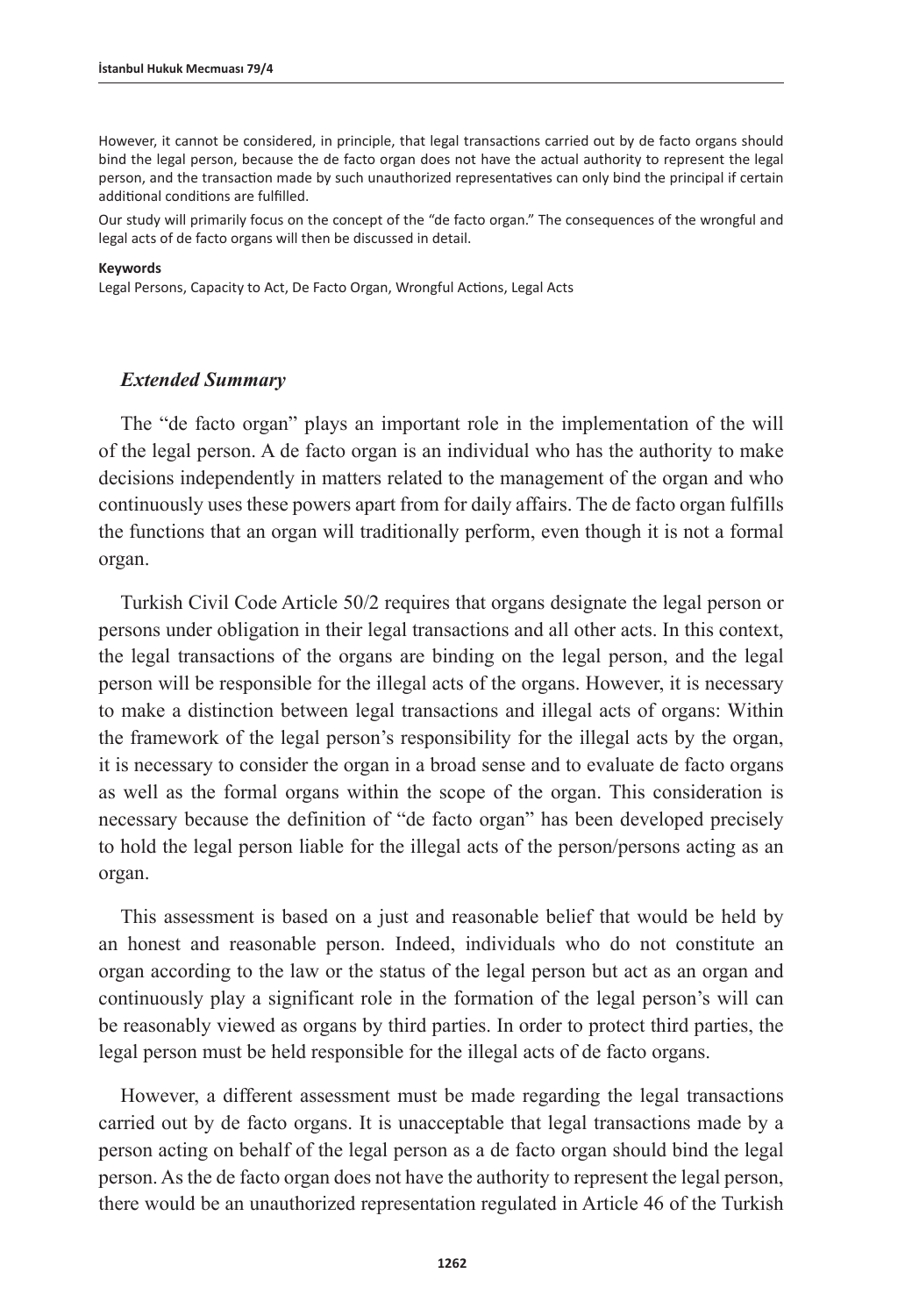However, it cannot be considered, in principle, that legal transactions carried out by de facto organs should bind the legal person, because the de facto organ does not have the actual authority to represent the legal person, and the transaction made by such unauthorized representatives can only bind the principal if certain additional conditions are fulfilled.

Our study will primarily focus on the concept of the "de facto organ." The consequences of the wrongful and legal acts of de facto organs will then be discussed in detail.

**Keywords**

Legal Persons, Capacity to Act, De Facto Organ, Wrongful Actions, Legal Acts

### *Extended Summary*

The "de facto organ" plays an important role in the implementation of the will of the legal person. A de facto organ is an individual who has the authority to make decisions independently in matters related to the management of the organ and who continuously uses these powers apart from for daily affairs. The de facto organ fulfills the functions that an organ will traditionally perform, even though it is not a formal organ.

Turkish Civil Code Article 50/2 requires that organs designate the legal person or persons under obligation in their legal transactions and all other acts. In this context, the legal transactions of the organs are binding on the legal person, and the legal person will be responsible for the illegal acts of the organs. However, it is necessary to make a distinction between legal transactions and illegal acts of organs: Within the framework of the legal person's responsibility for the illegal acts by the organ, it is necessary to consider the organ in a broad sense and to evaluate de facto organs as well as the formal organs within the scope of the organ. This consideration is necessary because the definition of "de facto organ" has been developed precisely to hold the legal person liable for the illegal acts of the person/persons acting as an organ.

This assessment is based on a just and reasonable belief that would be held by an honest and reasonable person. Indeed, individuals who do not constitute an organ according to the law or the status of the legal person but act as an organ and continuously play a significant role in the formation of the legal person's will can be reasonably viewed as organs by third parties. In order to protect third parties, the legal person must be held responsible for the illegal acts of de facto organs.

However, a different assessment must be made regarding the legal transactions carried out by de facto organs. It is unacceptable that legal transactions made by a person acting on behalf of the legal person as a de facto organ should bind the legal person. As the de facto organ does not have the authority to represent the legal person, there would be an unauthorized representation regulated in Article 46 of the Turkish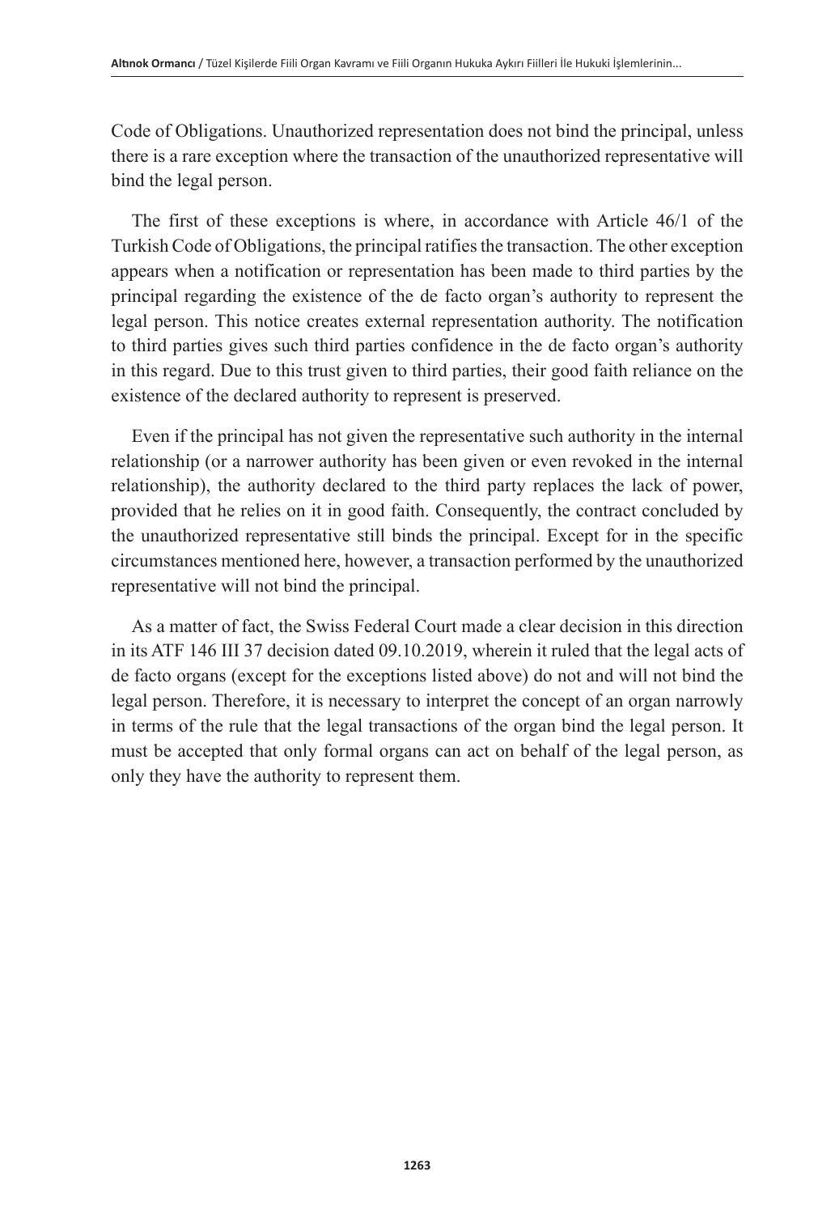Code of Obligations. Unauthorized representation does not bind the principal, unless there is a rare exception where the transaction of the unauthorized representative will bind the legal person.

The first of these exceptions is where, in accordance with Article 46/1 of the Turkish Code of Obligations, the principal ratifies the transaction. The other exception appears when a notification or representation has been made to third parties by the principal regarding the existence of the de facto organ's authority to represent the legal person. This notice creates external representation authority. The notification to third parties gives such third parties confidence in the de facto organ's authority in this regard. Due to this trust given to third parties, their good faith reliance on the existence of the declared authority to represent is preserved.

Even if the principal has not given the representative such authority in the internal relationship (or a narrower authority has been given or even revoked in the internal relationship), the authority declared to the third party replaces the lack of power, provided that he relies on it in good faith. Consequently, the contract concluded by the unauthorized representative still binds the principal. Except for in the specific circumstances mentioned here, however, a transaction performed by the unauthorized representative will not bind the principal.

As a matter of fact, the Swiss Federal Court made a clear decision in this direction in its ATF 146 III 37 decision dated 09.10.2019, wherein it ruled that the legal acts of de facto organs (except for the exceptions listed above) do not and will not bind the legal person. Therefore, it is necessary to interpret the concept of an organ narrowly in terms of the rule that the legal transactions of the organ bind the legal person. It must be accepted that only formal organs can act on behalf of the legal person, as only they have the authority to represent them.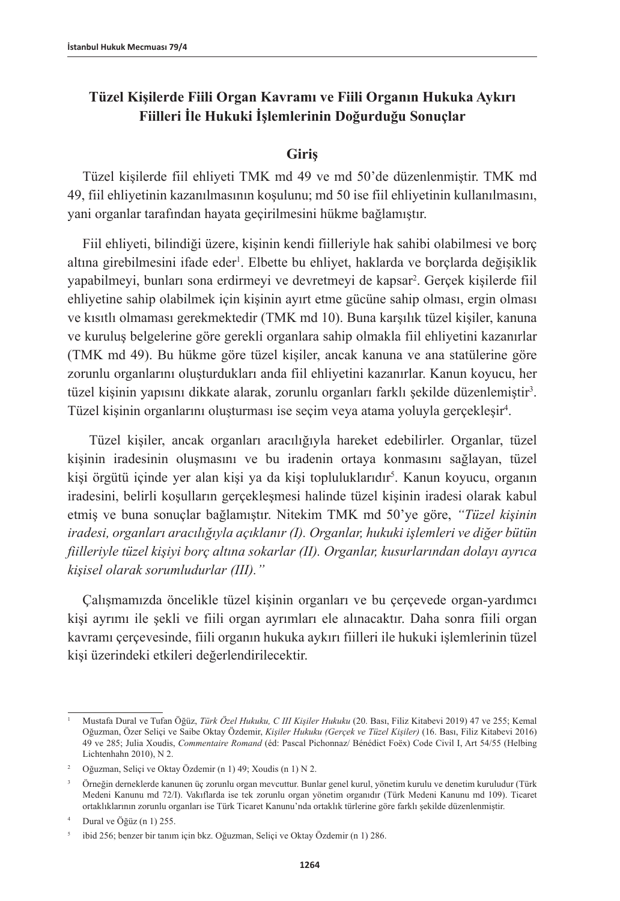## Tüzel Kişilerde Fiili Organ Kavramı ve Fiili Organın Hukuka Aykırı Fiilleri İle Hukuki İşlemlerinin Doğurduğu Sonuçlar

### Giriş

Tüzel kişilerde fiil ehliyeti TMK md 49 ve md 50'de düzenlenmiştir. TMK md 49, fiil ehliyetinin kazanılmasının koşulunu; md 50 ise fiil ehliyetinin kullanılmasını, yani organlar tarafından hayata geçirilmesini hükme bağlamıştır.

Fiil ehliyeti, bilindiği üzere, kişinin kendi fiilleriyle hak sahibi olabilmesi ve borç altına girebilmesini ifade eder[1]. Elbette bu ehliyet, haklarda ve borçlarda değişiklik yapabilmeyi, bunları sona erdirmeyi ve devretmeyi de kapsar[2]. Gerçek kişilerde fiil ehliyetine sahip olabilmek için kişinin ayırt etme gücüne sahip olması, ergin olması ve kısıtlı olmaması gerekmektedir (TMK md 10). Buna karşılık tüzel kişiler, kanuna ve kuruluş belgelerine göre gerekli organlara sahip olmakla fiil ehliyetini kazanırlar (TMK md 49). Bu hükme göre tüzel kişiler, ancak kanuna ve ana statülerine göre zorunlu organlarını oluşturdukları anda fiil ehliyetini kazanırlar. Kanun koyucu, her tüzel kişinin yapısını dikkate alarak, zorunlu organları farklı şekilde düzenlemiştir[3]. Tüzel kişinin organlarını oluşturması ise seçim veya atama yoluyla gerçekleşir[4].

Tüzel kişiler, ancak organları aracılığıyla hareket edebilirler. Organlar, tüzel kişinin iradesinin oluşmasını ve bu iradenin ortaya konmasını sağlayan, tüzel kişi örgütü içinde yer alan kişi ya da kişi topluluklarıdır[5]. Kanun koyucu, organın iradesini, belirli koşulların gerçekleşmesi halinde tüzel kişinin iradesi olarak kabul etmiş ve buna sonuçlar bağlamıştır. Nitekim TMK md 50'ye göre, *"Tüzel kişinin iradesi, organları aracılığıyla açıklanır (I). Organlar, hukuki işlemleri ve diğer bütün fiilleriyle tüzel kişiyi borç altına sokarlar (II). Organlar, kusurlarından dolayı ayrıca kişisel olarak sorumludurlar (III)."*

Çalışmamızda öncelikle tüzel kişinin organları ve bu çerçevede organ-yardımcı kişi ayrımı ile şekli ve fiili organ ayrımları ele alınacaktır. Daha sonra fiili organ kavramı çerçevesinde, fiili organın hukuka aykırı fiilleri ile hukuki işlemlerinin tüzel kişi üzerindeki etkileri değerlendirilecektir.

---

[1] Mustafa Dural ve Tufan Öğüz, *Türk Özel Hukuku, C III Kişiler Hukuku* (20. Bası, Filiz Kitabevi 2019) 47 ve 255; Kemal Oğuzman, Özer Seliçi ve Saibe Oktay Özdemir, *Kişiler Hukuku (Gerçek ve Tüzel Kişiler)* (16. Bası, Filiz Kitabevi 2016) 49 ve 285; Julia Xoudis, *Commentaire Romand* (éd: Pascal Pichonnaz/ Bénédict Foëx) Code Civil I, Art 54/55 (Helbing Lichtenhahn 2010), N 2.

[2] Oğuzman, Seliçi ve Oktay Özdemir (n 1) 49; Xoudis (n 1) N 2.

[3] Örneğin derneklerde kanunen üç zorunlu organ mevcuttur. Bunlar genel kurul, yönetim kurulu ve denetim kuruludur (Türk Medeni Kanunu md 72/I). Vakıflarda ise tek zorunlu organ yönetim organıdır (Türk Medeni Kanunu md 109). Ticaret ortaklıklarının zorunlu organları ise Türk Ticaret Kanunu'nda ortaklık türlerine göre farklı şekilde düzenlenmiştir.

[4] Dural ve Öğüz (n 1) 255.

[5] ibid 256; benzer bir tanım için bkz. Oğuzman, Seliçi ve Oktay Özdemir (n 1) 286.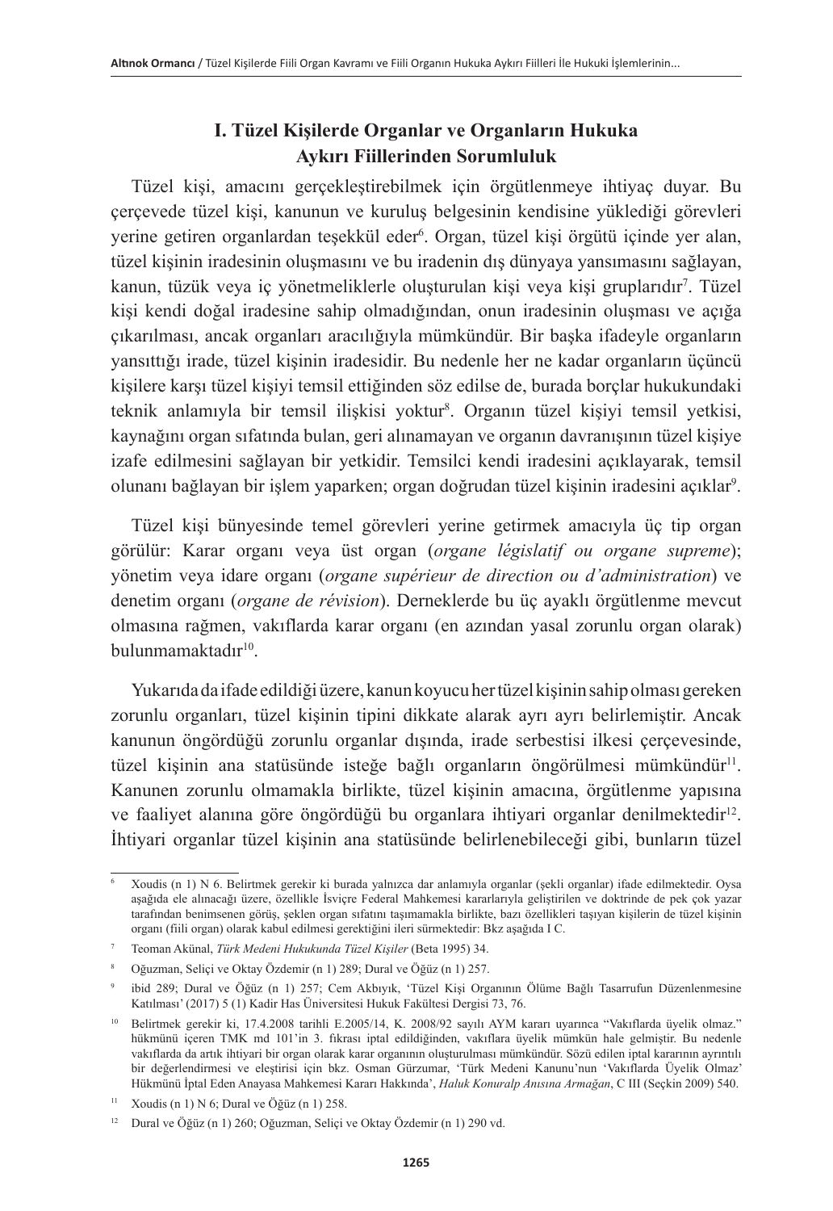## I. Tüzel Kişilerde Organlar ve Organların Hukuka Aykırı Fiillerinden Sorumluluk

Tüzel kişi, amacını gerçekleştirebilmek için örgütlenmeye ihtiyaç duyar. Bu çerçevede tüzel kişi, kanunun ve kuruluş belgesinin kendisine yüklediği görevleri yerine getiren organlardan teşekkül eder[6]. Organ, tüzel kişi örgütü içinde yer alan, tüzel kişinin iradesinin oluşmasını ve bu iradenin dış dünyaya yansımasını sağlayan, kanun, tüzük veya iç yönetmeliklerle oluşturulan kişi veya kişi gruplarıdır[7]. Tüzel kişi kendi doğal iradesine sahip olmadığından, onun iradesinin oluşması ve açığa çıkarılması, ancak organları aracılığıyla mümkündür. Bir başka ifadeyle organların yansıttığı irade, tüzel kişinin iradesidir. Bu nedenle her ne kadar organların üçüncü kişilere karşı tüzel kişiyi temsil ettiğinden söz edilse de, burada borçlar hukukundaki teknik anlamıyla bir temsil ilişkisi yoktur[8]. Organın tüzel kişiyi temsil yetkisi, kaynağını organ sıfatında bulan, geri alınamayan ve organın davranışının tüzel kişiye izafe edilmesini sağlayan bir yetkidir. Temsilci kendi iradesini açıklayarak, temsil olunanı bağlayan bir işlem yaparken; organ doğrudan tüzel kişinin iradesini açıklar[9].

Tüzel kişi bünyesinde temel görevleri yerine getirmek amacıyla üç tip organ görülür: Karar organı veya üst organ (*organe législatif ou organe supreme*); yönetim veya idare organı (*organe supérieur de direction ou d'administration*) ve denetim organı (*organe de révision*). Derneklerde bu üç ayaklı örgütlenme mevcut olmasına rağmen, vakıflarda karar organı (en azından yasal zorunlu organ olarak) bulunmamaktadır[10].

Yukarıda da ifade edildiği üzere, kanun koyucu her tüzel kişinin sahip olması gereken zorunlu organları, tüzel kişinin tipini dikkate alarak ayrı ayrı belirlemiştir. Ancak kanunun öngördüğü zorunlu organlar dışında, irade serbestisi ilkesi çerçevesinde, tüzel kişinin ana statüsünde isteğe bağlı organların öngörülmesi mümkündür[11]. Kanunen zorunlu olmamakla birlikte, tüzel kişinin amacına, örgütlenme yapısına ve faaliyet alanına göre öngördüğü bu organlara ihtiyari organlar denilmektedir[12]. İhtiyari organlar tüzel kişinin ana statüsünde belirlenebileceği gibi, bunların tüzel

---

[6] Xoudis (n 1) N 6. Belirtmek gerekir ki burada yalnızca dar anlamıyla organlar (şekli organlar) ifade edilmektedir. Oysa aşağıda ele alınacağı üzere, özellikle İsviçre Federal Mahkemesi kararlarıyla geliştirilen ve doktrinde de pek çok yazar tarafından benimsenen görüş, şeklen organ sıfatını taşımamakla birlikte, bazı özellikleri taşıyan kişilerin de tüzel kişinin organı (fiili organ) olarak kabul edilmesi gerektiğini ileri sürmektedir: Bkz aşağıda I C.

[7] Teoman Akünal, *Türk Medeni Hukukunda Tüzel Kişiler* (Beta 1995) 34.

[8] Oğuzman, Seliçi ve Oktay Özdemir (n 1) 289; Dural ve Öğüz (n 1) 257.

[9] ibid 289; Dural ve Öğüz (n 1) 257; Cem Akbıyık, 'Tüzel Kişi Organının Ölüme Bağlı Tasarrufun Düzenlenmesine Katılması' (2017) 5 (1) Kadir Has Üniversitesi Hukuk Fakültesi Dergisi 73, 76.

[10] Belirtmek gerekir ki, 17.4.2008 tarihli E.2005/14, K. 2008/92 sayılı AYM kararı uyarınca "Vakıflarda üyelik olmaz." hükmünü içeren TMK md 101'in 3. fıkrası iptal edildiğinden, vakıflara üyelik mümkün hale gelmiştir. Bu nedenle vakıflarda da artık ihtiyari bir organ olarak karar organının oluşturulması mümkündür. Sözü edilen iptal kararının ayrıntılı bir değerlendirmesi ve eleştirisi için bkz. Osman Gürzumar, 'Türk Medeni Kanunu'nun 'Vakıflarda Üyelik Olmaz' Hükmünü İptal Eden Anayasa Mahkemesi Kararı Hakkında', *Haluk Konuralp Anısına Armağan*, C III (Seçkin 2009) 540.

[11] Xoudis (n 1) N 6; Dural ve Öğüz (n 1) 258.

[12] Dural ve Öğüz (n 1) 260; Oğuzman, Seliçi ve Oktay Özdemir (n 1) 290 vd.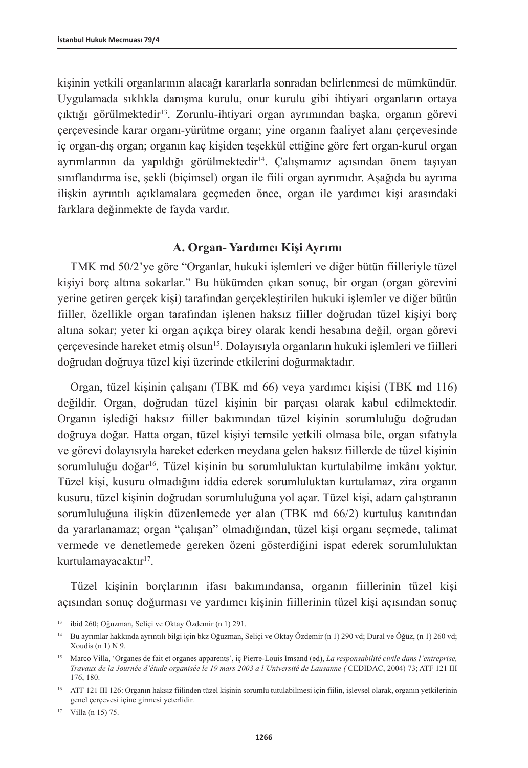kişinin yetkili organlarının alacağı kararlarla sonradan belirlenmesi de mümkündür. Uygulamada sıklıkla danışma kurulu, onur kurulu gibi ihtiyari organların ortaya çıktığı görülmektedir[13]. Zorunlu-ihtiyari organ ayrımından başka, organın görevi çerçevesinde karar organı-yürütme organı; yine organın faaliyet alanı çerçevesinde iç organ-dış organ; organın kaç kişiden teşekkül ettiğine göre fert organ-kurul organ ayrımlarının da yapıldığı görülmektedir[14]. Çalışmamız açısından önem taşıyan sınıflandırma ise, şekli (biçimsel) organ ile fiili organ ayrımıdır. Aşağıda bu ayrıma ilişkin ayrıntılı açıklamalara geçmeden önce, organ ile yardımcı kişi arasındaki farklara değinmekte de fayda vardır.

### A. Organ- Yardımcı Kişi Ayrımı

TMK md 50/2'ye göre "Organlar, hukuki işlemleri ve diğer bütün fiilleriyle tüzel kişiyi borç altına sokarlar." Bu hükümden çıkan sonuç, bir organ (organ görevini yerine getiren gerçek kişi) tarafından gerçekleştirilen hukuki işlemler ve diğer bütün fiiller, özellikle organ tarafından işlenen haksız fiiller doğrudan tüzel kişiyi borç altına sokar; yeter ki organ açıkça birey olarak kendi hesabına değil, organ görevi çerçevesinde hareket etmiş olsun[15]. Dolayısıyla organların hukuki işlemleri ve fiilleri doğrudan doğruya tüzel kişi üzerinde etkilerini doğurmaktadır.

Organ, tüzel kişinin çalışanı (TBK md 66) veya yardımcı kişisi (TBK md 116) değildir. Organ, doğrudan tüzel kişinin bir parçası olarak kabul edilmektedir. Organın işlediği haksız fiiller bakımından tüzel kişinin sorumluluğu doğrudan doğruya doğar. Hatta organ, tüzel kişiyi temsile yetkili olmasa bile, organ sıfatıyla ve görevi dolayısıyla hareket ederken meydana gelen haksız fiillerde de tüzel kişinin sorumluluğu doğar[16]. Tüzel kişinin bu sorumluluktan kurtulabilme imkânı yoktur. Tüzel kişi, kusuru olmadığını iddia ederek sorumluluktan kurtulamaz, zira organın kusuru, tüzel kişinin doğrudan sorumluluğuna yol açar. Tüzel kişi, adam çalıştıranın sorumluluğuna ilişkin düzenlemede yer alan (TBK md 66/2) kurtuluş kanıtından da yararlanamaz; organ "çalışan" olmadığından, tüzel kişi organı seçmede, talimat vermede ve denetlemede gereken özeni gösterdiğini ispat ederek sorumluluktan kurtulamayacaktır[17].

Tüzel kişinin borçlarının ifası bakımındansa, organın fiillerinin tüzel kişi açısından sonuç doğurması ve yardımcı kişinin fiillerinin tüzel kişi açısından sonuç

---

13 ibid 260; Oğuzman, Seliçi ve Oktay Özdemir (n 1) 291.

14 Bu ayrımlar hakkında ayrıntılı bilgi için bkz Oğuzman, Seliçi ve Oktay Özdemir (n 1) 290 vd; Dural ve Öğüz, (n 1) 260 vd; Xoudis (n 1) N 9.

15 Marco Villa, 'Organes de fait et organes apparents', iç Pierre-Louis Imsand (ed), *La responsabilité civile dans l'entreprise, Travaux de la Journée d'étude organisée le 19 mars 2003 a l'Université de Lausanne (* CEDIDAC, 2004) 73; ATF 121 III 176, 180.

16 ATF 121 III 126: Organın haksız fiilinden tüzel kişinin sorumlu tutulabilmesi için fiilin, işlevsel olarak, organın yetkilerinin genel çerçevesi içine girmesi yeterlidir.

17 Villa (n 15) 75.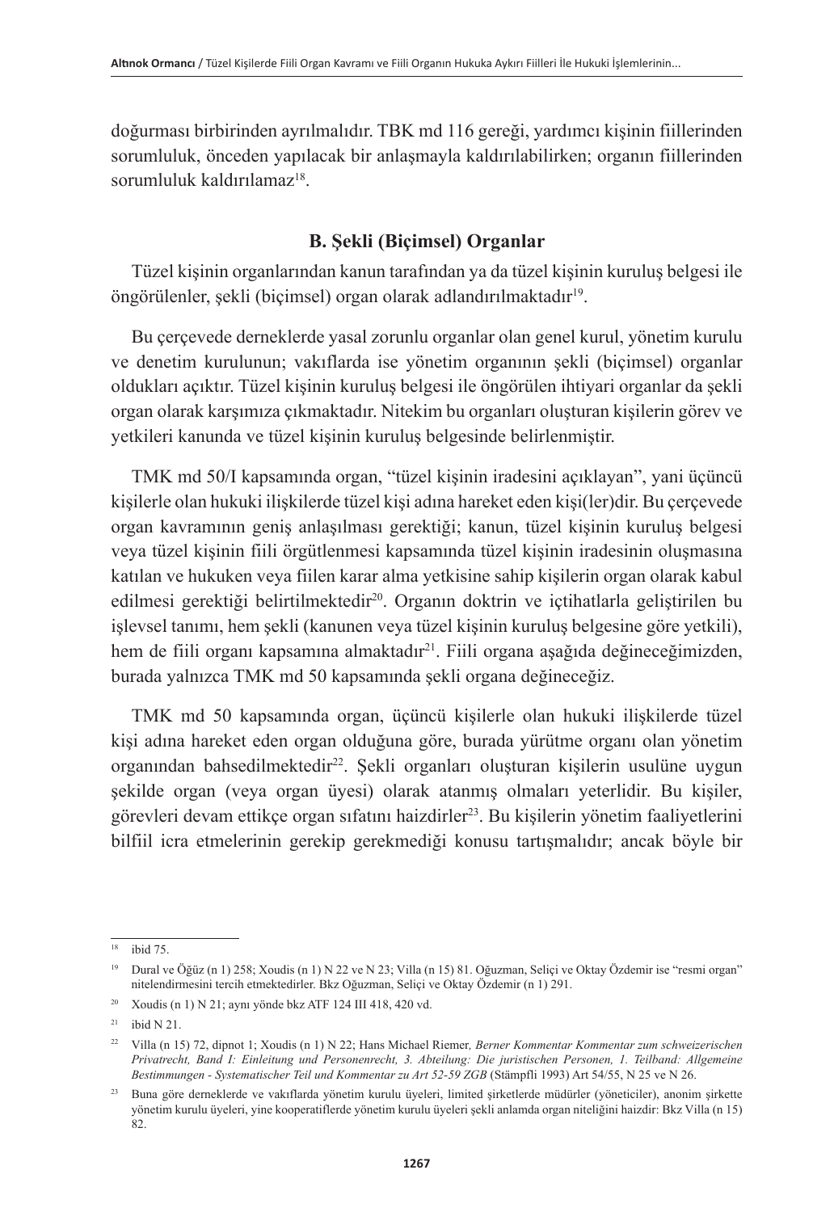doğurması birbirinden ayrılmalıdır. TBK md 116 gereği, yardımcı kişinin fiillerinden sorumluluk, önceden yapılacak bir anlaşmayla kaldırılabilirken; organın fiillerinden sorumluluk kaldırılamaz[18].

### B. Şekli (Biçimsel) Organlar

Tüzel kişinin organlarından kanun tarafından ya da tüzel kişinin kuruluş belgesi ile öngörülenler, şekli (biçimsel) organ olarak adlandırılmaktadır[19].

Bu çerçevede derneklerde yasal zorunlu organlar olan genel kurul, yönetim kurulu ve denetim kurulunun; vakıflarda ise yönetim organının şekli (biçimsel) organlar oldukları açıktır. Tüzel kişinin kuruluş belgesi ile öngörülen ihtiyari organlar da şekli organ olarak karşımıza çıkmaktadır. Nitekim bu organları oluşturan kişilerin görev ve yetkileri kanunda ve tüzel kişinin kuruluş belgesinde belirlenmiştir.

TMK md 50/I kapsamında organ, "tüzel kişinin iradesini açıklayan", yani üçüncü kişilerle olan hukuki ilişkilerde tüzel kişi adına hareket eden kişi(ler)dir. Bu çerçevede organ kavramının geniş anlaşılması gerektiği; kanun, tüzel kişinin kuruluş belgesi veya tüzel kişinin fiili örgütlenmesi kapsamında tüzel kişinin iradesinin oluşmasına katılan ve hukuken veya fiilen karar alma yetkisine sahip kişilerin organ olarak kabul edilmesi gerektiği belirtilmektedir[20]. Organın doktrin ve içtihatlarla geliştirilen bu işlevsel tanımı, hem şekli (kanunen veya tüzel kişinin kuruluş belgesine göre yetkili), hem de fiili organı kapsamına almaktadır[21]. Fiili organa aşağıda değineceğimizden, burada yalnızca TMK md 50 kapsamında şekli organa değineceğiz.

TMK md 50 kapsamında organ, üçüncü kişilerle olan hukuki ilişkilerde tüzel kişi adına hareket eden organ olduğuna göre, burada yürütme organı olan yönetim organından bahsedilmektedir[22]. Şekli organları oluşturan kişilerin usulüne uygun şekilde organ (veya organ üyesi) olarak atanmış olmaları yeterlidir. Bu kişiler, görevleri devam ettikçe organ sıfatını haizdirler[23]. Bu kişilerin yönetim faaliyetlerini bilfiil icra etmelerinin gerekip gerekmediği konusu tartışmalıdır; ancak böyle bir

---

[18] ibid 75.

[19] Dural ve Öğüz (n 1) 258; Xoudis (n 1) N 22 ve N 23; Villa (n 15) 81. Oğuzman, Seliçi ve Oktay Özdemir ise "resmi organ" nitelendirmesini tercih etmektedirler. Bkz Oğuzman, Seliçi ve Oktay Özdemir (n 1) 291.

[20] Xoudis (n 1) N 21; aynı yönde bkz ATF 124 III 418, 420 vd.

[21] ibid N 21.

[22] Villa (n 15) 72, dipnot 1; Xoudis (n 1) N 22; Hans Michael Riemer, *Berner Kommentar Kommentar zum schweizerischen Privatrecht, Band I: Einleitung und Personenrecht, 3. Abteilung: Die juristischen Personen, 1. Teilband: Allgemeine Bestimmungen - Systematischer Teil und Kommentar zu Art 52-59 ZGB* (Stämpfli 1993) Art 54/55, N 25 ve N 26.

[23] Buna göre derneklerde ve vakıflarda yönetim kurulu üyeleri, limited şirketlerde müdürler (yöneticiler), anonim şirkette yönetim kurulu üyeleri, yine kooperatiflerde yönetim kurulu üyeleri şekli anlamda organ niteliğini haizdir: Bkz Villa (n 15) 82.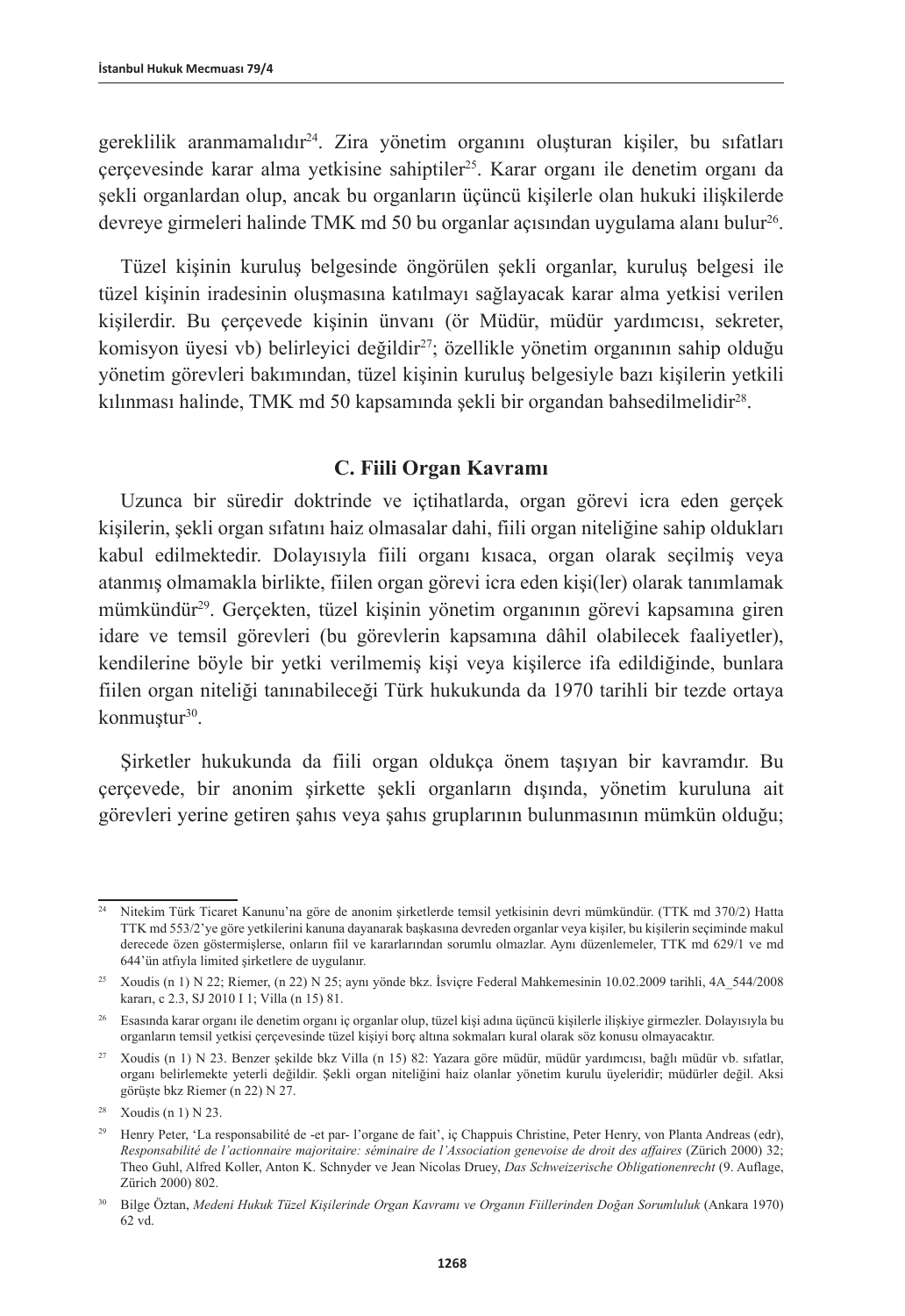gereklilik aranmamalıdır[24]. Zira yönetim organını oluşturan kişiler, bu sıfatları çerçevesinde karar alma yetkisine sahiptiler[25]. Karar organı ile denetim organı da şekli organlardan olup, ancak bu organların üçüncü kişilerle olan hukuki ilişkilerde devreye girmeleri halinde TMK md 50 bu organlar açısından uygulama alanı bulur[26].

Tüzel kişinin kuruluş belgesinde öngörülen şekli organlar, kuruluş belgesi ile tüzel kişinin iradesinin oluşmasına katılmayı sağlayacak karar alma yetkisi verilen kişilerdir. Bu çerçevede kişinin ünvanı (ör Müdür, müdür yardımcısı, sekreter, komisyon üyesi vb) belirleyici değildir[27]; özellikle yönetim organının sahip olduğu yönetim görevleri bakımından, tüzel kişinin kuruluş belgesiyle bazı kişilerin yetkili kılınması halinde, TMK md 50 kapsamında şekli bir organdan bahsedilmelidir[28].

### C. Fiili Organ Kavramı

Uzunca bir süredir doktrinde ve içtihatlarda, organ görevi icra eden gerçek kişilerin, şekli organ sıfatını haiz olmasalar dahi, fiili organ niteliğine sahip oldukları kabul edilmektedir. Dolayısıyla fiili organı kısaca, organ olarak seçilmiş veya atanmış olmamakla birlikte, fiilen organ görevi icra eden kişi(ler) olarak tanımlamak mümkündür[29]. Gerçekten, tüzel kişinin yönetim organının görevi kapsamına giren idare ve temsil görevleri (bu görevlerin kapsamına dâhil olabilecek faaliyetler), kendilerine böyle bir yetki verilmemiş kişi veya kişilerce ifa edildiğinde, bunlara fiilen organ niteliği tanınabileceği Türk hukukunda da 1970 tarihli bir tezde ortaya konmuştur[30].

Şirketler hukukunda da fiili organ oldukça önem taşıyan bir kavramdır. Bu çerçevede, bir anonim şirkette şekli organların dışında, yönetim kuruluna ait görevleri yerine getiren şahıs veya şahıs gruplarının bulunmasının mümkün olduğu;

---

[24] Nitekim Türk Ticaret Kanunu'na göre de anonim şirketlerde temsil yetkisinin devri mümkündür. (TTK md 370/2) Hatta TTK md 553/2'ye göre yetkilerini kanuna dayanarak başkasına devreden organlar veya kişiler, bu kişilerin seçiminde makul derecede özen göstermişlerse, onların fiil ve kararlarından sorumlu olmazlar. Aynı düzenlemeler, TTK md 629/1 ve md 644'ün atfıyla limited şirketlere de uygulanır.

[25] Xoudis (n 1) N 22; Riemer, (n 22) N 25; aynı yönde bkz. İsviçre Federal Mahkemesinin 10.02.2009 tarihli, 4A_544/2008 kararı, c 2.3, SJ 2010 I 1; Villa (n 15) 81.

[26] Esasında karar organı ile denetim organı iç organlar olup, tüzel kişi adına üçüncü kişilerle ilişkiye girmezler. Dolayısıyla bu organların temsil yetkisi çerçevesinde tüzel kişiyi borç altına sokmaları kural olarak söz konusu olmayacaktır.

[27] Xoudis (n 1) N 23. Benzer şekilde bkz Villa (n 15) 82: Yazara göre müdür, müdür yardımcısı, bağlı müdür vb. sıfatlar, organı belirlemekte yeterli değildir. Şekli organ niteliğini haiz olanlar yönetim kurulu üyeleridir; müdürler değil. Aksi görüşte bkz Riemer (n 22) N 27.

[28] Xoudis (n 1) N 23.

[29] Henry Peter, 'La responsabilité de -et par- l'organe de fait', iç Chappuis Christine, Peter Henry, von Planta Andreas (edr), *Responsabilité de l'actionnaire majoritaire: séminaire de l'Association genevoise de droit des affaires* (Zürich 2000) 32; Theo Guhl, Alfred Koller, Anton K. Schnyder ve Jean Nicolas Druey, *Das Schweizerische Obligationenrecht* (9. Auflage, Zürich 2000) 802.

[30] Bilge Öztan, *Medeni Hukuk Tüzel Kişilerinde Organ Kavramı ve Organın Fiillerinden Doğan Sorumluluk* (Ankara 1970) 62 vd.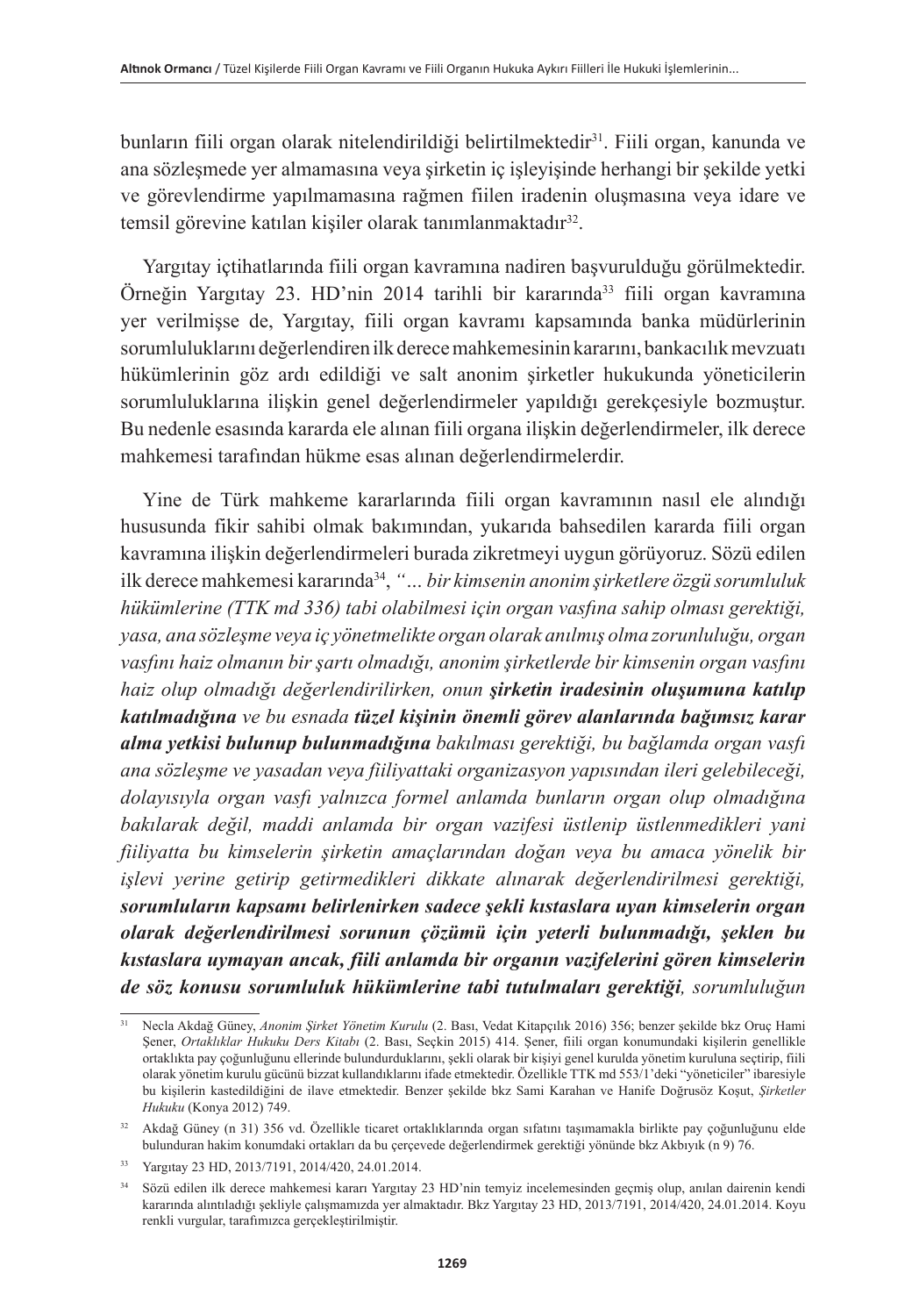bunların fiili organ olarak nitelendirildiği belirtilmektedir[31]. Fiili organ, kanunda ve ana sözleşmede yer almamasına veya şirketin iç işleyişinde herhangi bir şekilde yetki ve görevlendirme yapılmamasına rağmen fiilen iradenin oluşmasına veya idare ve temsil görevine katılan kişiler olarak tanımlanmaktadır[32].

Yargıtay içtihatlarında fiili organ kavramına nadiren başvurulduğu görülmektedir. Örneğin Yargıtay 23. HD'nin 2014 tarihli bir kararında[33] fiili organ kavramına yer verilmişse de, Yargıtay, fiili organ kavramı kapsamında banka müdürlerinin sorumluluklarını değerlendiren ilk derece mahkemesinin kararını, bankacılık mevzuatı hükümlerinin göz ardı edildiği ve salt anonim şirketler hukukunda yöneticilerin sorumluluklarına ilişkin genel değerlendirmeler yapıldığı gerekçesiyle bozmuştur. Bu nedenle esasında kararda ele alınan fiili organa ilişkin değerlendirmeler, ilk derece mahkemesi tarafından hükme esas alınan değerlendirmelerdir.

Yine de Türk mahkeme kararlarında fiili organ kavramının nasıl ele alındığı hususunda fikir sahibi olmak bakımından, yukarıda bahsedilen kararda fiili organ kavramına ilişkin değerlendirmeleri burada zikretmeyi uygun görüyoruz. Sözü edilen ilk derece mahkemesi kararında[34], *"… bir kimsenin anonim şirketlere özgü sorumluluk hükümlerine (TTK md 336) tabi olabilmesi için organ vasfına sahip olması gerektiği, yasa, ana sözleşme veya iç yönetmelikte organ olarak anılmış olma zorunluluğu, organ vasfını haiz olmanın bir şartı olmadığı, anonim şirketlerde bir kimsenin organ vasfını haiz olup olmadığı değerlendirilirken, onun* ***şirketin iradesinin oluşumuna katılıp katılmadığına*** *ve bu esnada* ***tüzel kişinin önemli görev alanlarında bağımsız karar alma yetkisi bulunup bulunmadığına*** *bakılması gerektiği, bu bağlamda organ vasfı ana sözleşme ve yasadan veya fiiliyattaki organizasyon yapısından ileri gelebileceği, dolayısıyla organ vasfı yalnızca formel anlamda bunların organ olup olmadığına bakılarak değil, maddi anlamda bir organ vazifesi üstlenip üstlenmedikleri yani fiiliyatta bu kimselerin şirketin amaçlarından doğan veya bu amaca yönelik bir işlevi yerine getirip getirmedikleri dikkate alınarak değerlendirilmesi gerektiği,* ***sorumluların kapsamı belirlenirken sadece şekli kıstaslara uyan kimselerin organ olarak değerlendirilmesi sorunun çözümü için yeterli bulunmadığı, şeklen bu kıstaslara uymayan ancak, fiili anlamda bir organın vazifelerini gören kimselerin de söz konusu sorumluluk hükümlerine tabi tutulmaları gerektiği****, sorumluluğun*

---

[31] Necla Akdağ Güney, *Anonim Şirket Yönetim Kurulu* (2. Bası, Vedat Kitapçılık 2016) 356; benzer şekilde bkz Oruç Hami Şener, *Ortaklıklar Hukuku Ders Kitabı* (2. Bası, Seçkin 2015) 414. Şener, fiili organ konumundaki kişilerin genellikle ortaklıkta pay çoğunluğunu ellerinde bulundurduklarını, şekli olarak bir kişiyi genel kurulda yönetim kuruluna seçtirip, fiili olarak yönetim kurulu gücünü bizzat kullandıklarını ifade etmektedir. Özellikle TTK md 553/1'deki "yöneticiler" ibaresiyle bu kişilerin kastedildiğini de ilave etmektedir. Benzer şekilde bkz Sami Karahan ve Hanife Doğrusöz Koşut, *Şirketler Hukuku* (Konya 2012) 749.

[32] Akdağ Güney (n 31) 356 vd. Özellikle ticaret ortaklıklarında organ sıfatını taşımamakla birlikte pay çoğunluğunu elde bulunduran hakim konumdaki ortakları da bu çerçevede değerlendirmek gerektiği yönünde bkz Akbıyık (n 9) 76.

[33] Yargıtay 23 HD, 2013/7191, 2014/420, 24.01.2014.

[34] Sözü edilen ilk derece mahkemesi kararı Yargıtay 23 HD'nin temyiz incelemesinden geçmiş olup, anılan dairenin kendi kararında alıntıladığı şekliyle çalışmamızda yer almaktadır. Bkz Yargıtay 23 HD, 2013/7191, 2014/420, 24.01.2014. Koyu renkli vurgular, tarafımızca gerçekleştirilmiştir.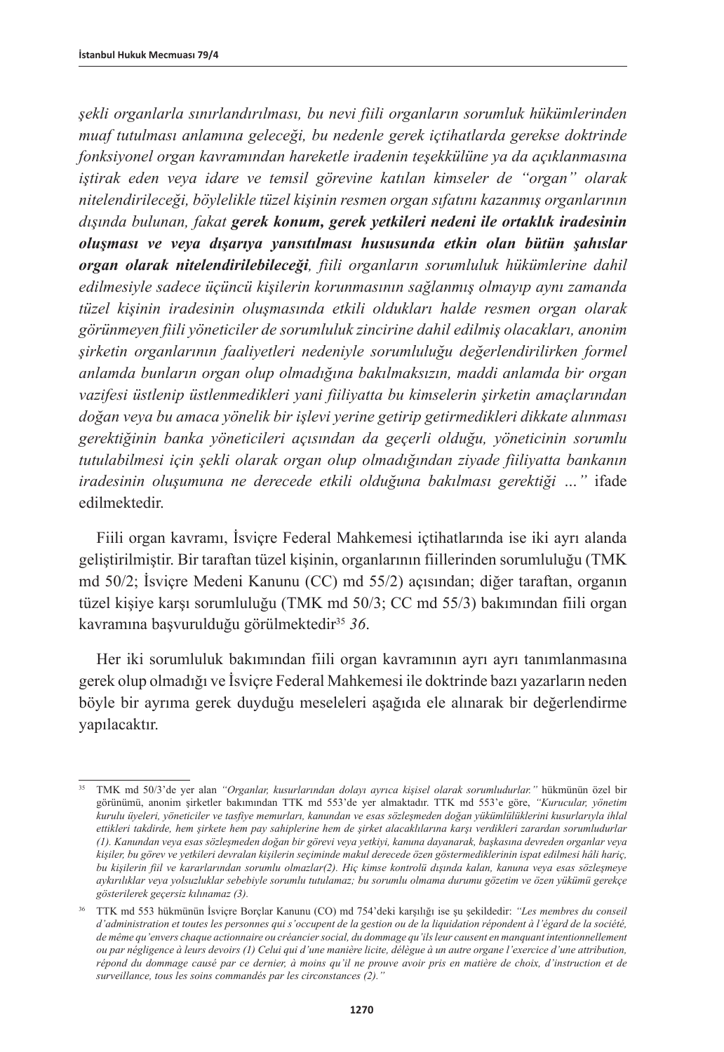*şekli organlarla sınırlandırılması, bu nevi fiili organların sorumluk hükümlerinden muaf tutulması anlamına geleceği, bu nedenle gerek içtihatlarda gerekse doktrinde fonksiyonel organ kavramından hareketle iradenin teşekkülüne ya da açıklanmasına iştirak eden veya idare ve temsil görevine katılan kimseler de "organ" olarak nitelendirileceği, böylelikle tüzel kişinin resmen organ sıfatını kazanmış organlarının dışında bulunan, fakat* ***gerek konum, gerek yetkileri nedeni ile ortaklık iradesinin oluşması ve veya dışarıya yansıtılması hususunda etkin olan bütün şahıslar organ olarak nitelendirilebileceği****, fiili organların sorumluluk hükümlerine dahil edilmesiyle sadece üçüncü kişilerin korunmasının sağlanmış olmayıp aynı zamanda tüzel kişinin iradesinin oluşmasında etkili oldukları halde resmen organ olarak görünmeyen fiili yöneticiler de sorumluluk zincirine dahil edilmiş olacakları, anonim şirketin organlarının faaliyetleri nedeniyle sorumluluğu değerlendirilirken formel anlamda bunların organ olup olmadığına bakılmaksızın, maddi anlamda bir organ vazifesi üstlenip üstlenmedikleri yani fiiliyatta bu kimselerin şirketin amaçlarından doğan veya bu amaca yönelik bir işlevi yerine getirip getirmedikleri dikkate alınması gerektiğinin banka yöneticileri açısından da geçerli olduğu, yöneticinin sorumlu tutulabilmesi için şekli olarak organ olup olmadığından ziyade fiiliyatta bankanın iradesinin oluşumuna ne derecede etkili olduğuna bakılması gerektiği …"* ifade edilmektedir.

Fiili organ kavramı, İsviçre Federal Mahkemesi içtihatlarında ise iki ayrı alanda geliştirilmiştir. Bir taraftan tüzel kişinin, organlarının fiillerinden sorumluluğu (TMK md 50/2; İsviçre Medeni Kanunu (CC) md 55/2) açısından; diğer taraftan, organın tüzel kişiye karşı sorumluluğu (TMK md 50/3; CC md 55/3) bakımından fiili organ kavramına başvurulduğu görülmektedir[35] [36].

Her iki sorumluluk bakımından fiili organ kavramının ayrı ayrı tanımlanmasına gerek olup olmadığı ve İsviçre Federal Mahkemesi ile doktrinde bazı yazarların neden böyle bir ayrıma gerek duyduğu meseleleri aşağıda ele alınarak bir değerlendirme yapılacaktır.

---

[35] TMK md 50/3'de yer alan *"Organlar, kusurlarından dolayı ayrıca kişisel olarak sorumludurlar."* hükmünün özel bir görünümü, anonim şirketler bakımından TTK md 553'de yer almaktadır. TTK md 553'e göre, *"Kurucular, yönetim kurulu üyeleri, yöneticiler ve tasfiye memurları, kanundan ve esas sözleşmeden doğan yükümlülüklerini kusurlarıyla ihlal ettikleri takdirde, hem şirkete hem pay sahiplerine hem de şirket alacaklılarına karşı verdikleri zarardan sorumludurlar (1). Kanundan veya esas sözleşmeden doğan bir görevi veya yetkiyi, kanuna dayanarak, başkasına devreden organlar veya kişiler, bu görev ve yetkileri devralan kişilerin seçiminde makul derecede özen göstermediklerinin ispat edilmesi hâli hariç, bu kişilerin fiil ve kararlarından sorumlu olmazlar(2). Hiç kimse kontrolü dışında kalan, kanuna veya esas sözleşmeye aykırılıklar veya yolsuzluklar sebebiyle sorumlu tutulamaz; bu sorumlu olmama durumu gözetim ve özen yükümü gerekçe gösterilerek geçersiz kılınamaz (3).*

[36] TTK md 553 hükmünün İsviçre Borçlar Kanunu (CO) md 754'deki karşılığı ise şu şekildedir: *"Les membres du conseil d'administration et toutes les personnes qui s'occupent de la gestion ou de la liquidation répondent à l'égard de la société, de même qu'envers chaque actionnaire ou créancier social, du dommage qu'ils leur causent en manquant intentionnellement ou par négligence à leurs devoirs (1) Celui qui d'une manière licite, délègue à un autre organe l'exercice d'une attribution, répond du dommage causé par ce dernier, à moins qu'il ne prouve avoir pris en matière de choix, d'instruction et de surveillance, tous les soins commandés par les circonstances (2)."*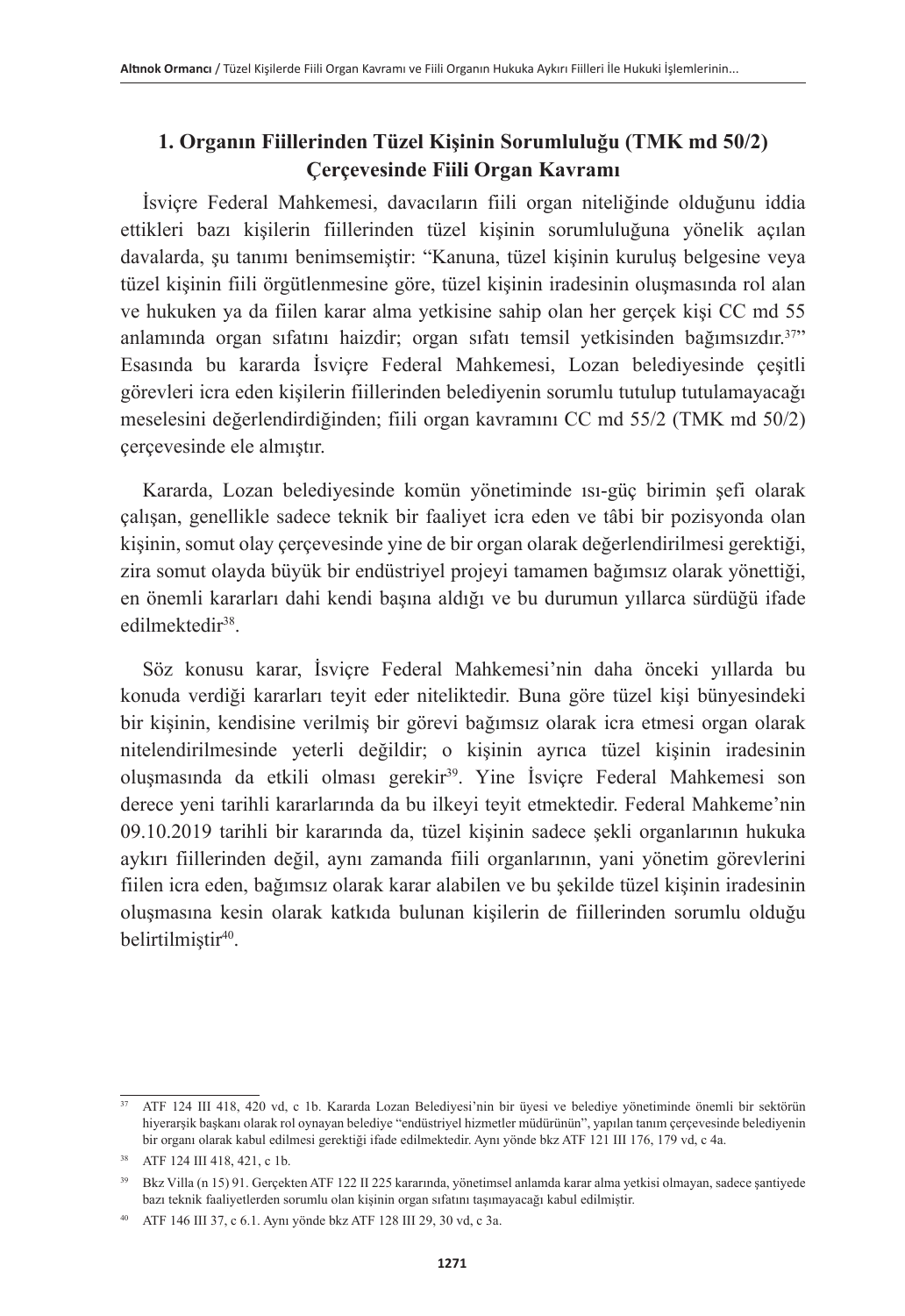## 1. Organın Fiillerinden Tüzel Kişinin Sorumluluğu (TMK md 50/2) Çerçevesinde Fiili Organ Kavramı

İsviçre Federal Mahkemesi, davacıların fiili organ niteliğinde olduğunu iddia ettikleri bazı kişilerin fiillerinden tüzel kişinin sorumluluğuna yönelik açılan davalarda, şu tanımı benimsemiştir: "Kanuna, tüzel kişinin kuruluş belgesine veya tüzel kişinin fiili örgütlenmesine göre, tüzel kişinin iradesinin oluşmasında rol alan ve hukuken ya da fiilen karar alma yetkisine sahip olan her gerçek kişi CC md 55 anlamında organ sıfatını haizdir; organ sıfatı temsil yetkisinden bağımsızdır.[37]" Esasında bu kararda İsviçre Federal Mahkemesi, Lozan belediyesinde çeşitli görevleri icra eden kişilerin fiillerinden belediyenin sorumlu tutulup tutulamayacağı meselesini değerlendirdiğinden; fiili organ kavramını CC md 55/2 (TMK md 50/2) çerçevesinde ele almıştır.

Kararda, Lozan belediyesinde komün yönetiminde ısı-güç birimin şefi olarak çalışan, genellikle sadece teknik bir faaliyet icra eden ve tâbi bir pozisyonda olan kişinin, somut olay çerçevesinde yine de bir organ olarak değerlendirilmesi gerektiği, zira somut olayda büyük bir endüstriyel projeyi tamamen bağımsız olarak yönettiği, en önemli kararları dahi kendi başına aldığı ve bu durumun yıllarca sürdüğü ifade edilmektedir[38].

Söz konusu karar, İsviçre Federal Mahkemesi'nin daha önceki yıllarda bu konuda verdiği kararları teyit eder niteliktedir. Buna göre tüzel kişi bünyesindeki bir kişinin, kendisine verilmiş bir görevi bağımsız olarak icra etmesi organ olarak nitelendirilmesinde yeterli değildir; o kişinin ayrıca tüzel kişinin iradesinin oluşmasında da etkili olması gerekir[39]. Yine İsviçre Federal Mahkemesi son derece yeni tarihli kararlarında da bu ilkeyi teyit etmektedir. Federal Mahkeme'nin 09.10.2019 tarihli bir kararında da, tüzel kişinin sadece şekli organlarının hukuka aykırı fiillerinden değil, aynı zamanda fiili organlarının, yani yönetim görevlerini fiilen icra eden, bağımsız olarak karar alabilen ve bu şekilde tüzel kişinin iradesinin oluşmasına kesin olarak katkıda bulunan kişilerin de fiillerinden sorumlu olduğu belirtilmiştir[40].

---

[37] ATF 124 III 418, 420 vd, c 1b. Kararda Lozan Belediyesi'nin bir üyesi ve belediye yönetiminde önemli bir sektörün hiyerarşik başkanı olarak rol oynayan belediye "endüstriyel hizmetler müdürünün", yapılan tanım çerçevesinde belediyenin bir organı olarak kabul edilmesi gerektiği ifade edilmektedir. Aynı yönde bkz ATF 121 III 176, 179 vd, c 4a.

[38] ATF 124 III 418, 421, c 1b.

[39] Bkz Villa (n 15) 91. Gerçekten ATF 122 II 225 kararında, yönetimsel anlamda karar alma yetkisi olmayan, sadece şantiyede bazı teknik faaliyetlerden sorumlu olan kişinin organ sıfatını taşımayacağı kabul edilmiştir.

[40] ATF 146 III 37, c 6.1. Aynı yönde bkz ATF 128 III 29, 30 vd, c 3a.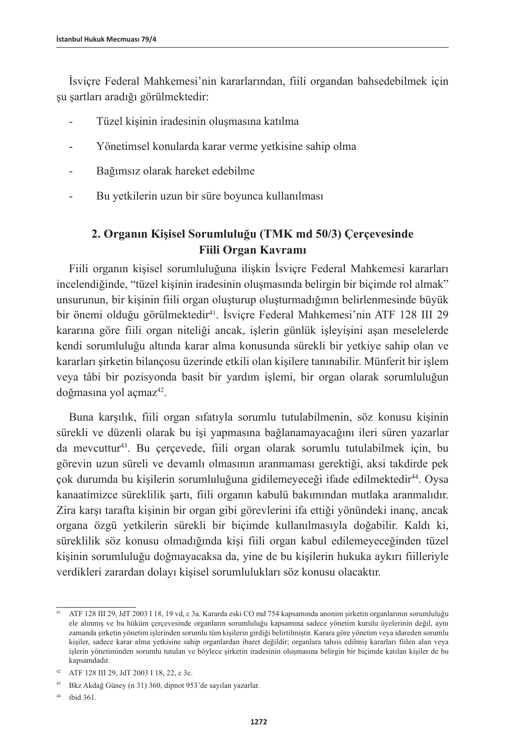İsviçre Federal Mahkemesi'nin kararlarından, fiili organdan bahsedebilmek için şu şartları aradığı görülmektedir:

- Tüzel kişinin iradesinin oluşmasına katılma
- Yönetimsel konularda karar verme yetkisine sahip olma
- Bağımsız olarak hareket edebilme
- Bu yetkilerin uzun bir süre boyunca kullanılması

### 2. Organın Kişisel Sorumluluğu (TMK md 50/3) Çerçevesinde Fiili Organ Kavramı

Fiili organın kişisel sorumluluğuna ilişkin İsviçre Federal Mahkemesi kararları incelendiğinde, "tüzel kişinin iradesinin oluşmasında belirgin bir biçimde rol almak" unsurunun, bir kişinin fiili organ oluşturup oluşturmadığının belirlenmesinde büyük bir önemi olduğu görülmektedir[41]. İsviçre Federal Mahkemesi'nin ATF 128 III 29 kararına göre fiili organ niteliği ancak, işlerin günlük işleyişini aşan meselelerde kendi sorumluluğu altında karar alma konusunda sürekli bir yetkiye sahip olan ve kararları şirketin bilançosu üzerinde etkili olan kişilere tanınabilir. Münferit bir işlem veya tâbi bir pozisyonda basit bir yardım işlemi, bir organ olarak sorumluluğun doğmasına yol açmaz[42].

Buna karşılık, fiili organ sıfatıyla sorumlu tutulabilmenin, söz konusu kişinin sürekli ve düzenli olarak bu işi yapmasına bağlanamayacağını ileri süren yazarlar da mevcuttur[43]. Bu çerçevede, fiili organ olarak sorumlu tutulabilmek için, bu görevin uzun süreli ve devamlı olmasının aranmaması gerektiği, aksi takdirde pek çok durumda bu kişilerin sorumluluğuna gidilemeyeceği ifade edilmektedir[44]. Oysa kanaatimizce süreklilik şartı, fiili organın kabulü bakımından mutlaka aranmalıdır. Zira karşı tarafta kişinin bir organ gibi görevlerini ifa ettiği yönündeki inanç, ancak organa özgü yetkilerin sürekli bir biçimde kullanılmasıyla doğabilir. Kaldı ki, süreklilik söz konusu olmadığında kişi fiili organ kabul edilemeyeceğinden tüzel kişinin sorumluluğu doğmayacaksa da, yine de bu kişilerin hukuka aykırı fiilleriyle verdikleri zarardan dolayı kişisel sorumlulukları söz konusu olacaktır.

---

[41] ATF 128 III 29, JdT 2003 I 18, 19 vd, c 3a. Kararda eski CO md 754 kapsamında anonim şirketin organlarının sorumluluğu ele alınmış ve bu hüküm çerçevesinde organların sorumluluğu kapsamına sadece yönetim kurulu üyelerinin değil, aynı zamanda şirketin yönetim işlerinden sorumlu tüm kişilerin girdiği belirtilmiştir. Karara göre yönetim veya idareden sorumlu kişiler, sadece karar alma yetkisine sahip organlardan ibaret değildir; organlara tahsis edilmiş kararları fiilen alan veya işlerin yönetiminden sorumlu tutulan ve böylece şirketin iradesinin oluşmasına belirgin bir biçimde katılan kişiler de bu kapsamdadır.

[42] ATF 128 III 29, JdT 2003 I 18, 22, c 3c.

[43] Bkz Akdağ Güney (n 31) 360, dipnot 953'de sayılan yazarlar.

[44] ibid 361.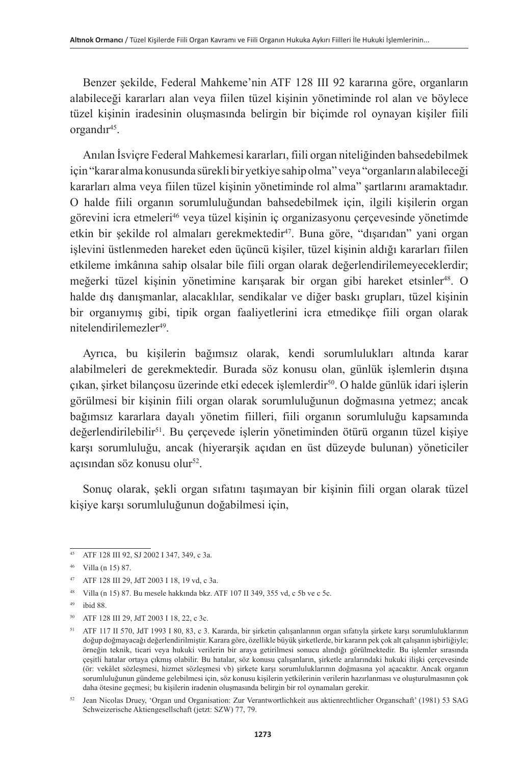Benzer şekilde, Federal Mahkeme'nin ATF 128 III 92 kararına göre, organların alabileceği kararları alan veya fiilen tüzel kişinin yönetiminde rol alan ve böylece tüzel kişinin iradesinin oluşmasında belirgin bir biçimde rol oynayan kişiler fiili organdır[45].

Anılan İsviçre Federal Mahkemesi kararları, fiili organ niteliğinden bahsedebilmek için "karar alma konusunda sürekli bir yetkiye sahip olma" veya "organların alabileceği kararları alma veya fiilen tüzel kişinin yönetiminde rol alma" şartlarını aramaktadır. O halde fiili organın sorumluluğundan bahsedebilmek için, ilgili kişilerin organ görevini icra etmeleri[46] veya tüzel kişinin iç organizasyonu çerçevesinde yönetimde etkin bir şekilde rol almaları gerekmektedir[47]. Buna göre, "dışarıdan" yani organ işlevini üstlenmeden hareket eden üçüncü kişiler, tüzel kişinin aldığı kararları fiilen etkileme imkânına sahip olsalar bile fiili organ olarak değerlendirilemeyeceklerdir; meğerki tüzel kişinin yönetimine karışarak bir organ gibi hareket etsinler[48]. O halde dış danışmanlar, alacaklılar, sendikalar ve diğer baskı grupları, tüzel kişinin bir organıymış gibi, tipik organ faaliyetlerini icra etmedikçe fiili organ olarak nitelendirilemezler[49].

Ayrıca, bu kişilerin bağımsız olarak, kendi sorumlulukları altında karar alabilmeleri de gerekmektedir. Burada söz konusu olan, günlük işlemlerin dışına çıkan, şirket bilançosu üzerinde etki edecek işlemlerdir[50]. O halde günlük idari işlerin görülmesi bir kişinin fiili organ olarak sorumluluğunun doğmasına yetmez; ancak bağımsız kararlara dayalı yönetim fiilleri, fiili organın sorumluluğu kapsamında değerlendirilebilir[51]. Bu çerçevede işlerin yönetiminden ötürü organın tüzel kişiye karşı sorumluluğu, ancak (hiyerarşik açıdan en üst düzeyde bulunan) yöneticiler açısından söz konusu olur[52].

Sonuç olarak, şekli organ sıfatını taşımayan bir kişinin fiili organ olarak tüzel kişiye karşı sorumluluğunun doğabilmesi için,

---

[45] ATF 128 III 92, SJ 2002 I 347, 349, c 3a.

[46] Villa (n 15) 87.

[47] ATF 128 III 29, JdT 2003 I 18, 19 vd, c 3a.

[48] Villa (n 15) 87. Bu mesele hakkında bkz. ATF 107 II 349, 355 vd, c 5b ve c 5c.

[49] ibid 88.

[50] ATF 128 III 29, JdT 2003 I 18, 22, c 3c.

[51] ATF 117 II 570, JdT 1993 I 80, 83, c 3. Kararda, bir şirketin çalışanlarının organ sıfatıyla şirkete karşı sorumluluklarının doğup doğmayacağı değerlendirilmiştir. Karara göre, özellikle büyük şirketlerde, bir kararın pek çok alt çalışanın işbirliğiyle; örneğin teknik, ticari veya hukuki verilerin bir araya getirilmesi sonucu alındığı görülmektedir. Bu işlemler sırasında çeşitli hatalar ortaya çıkmış olabilir. Bu hatalar, söz konusu çalışanların, şirketle aralarındaki hukuki ilişki çerçevesinde (ör: vekâlet sözleşmesi, hizmet sözleşmesi vb) şirkete karşı sorumluluklarının doğmasına yol açacaktır. Ancak organın sorumluluğunun gündeme gelebilmesi için, söz konusu kişilerin yetkilerinin verilerin hazırlanması ve oluşturulmasının çok daha ötesine geçmesi; bu kişilerin iradenin oluşmasında belirgin bir rol oynamaları gerekir.

[52] Jean Nicolas Druey, 'Organ und Organisation: Zur Verantwortlichkeit aus aktienrechtlicher Organschaft' (1981) 53 SAG Schweizerische Aktiengesellschaft (jetzt: SZW) 77, 79.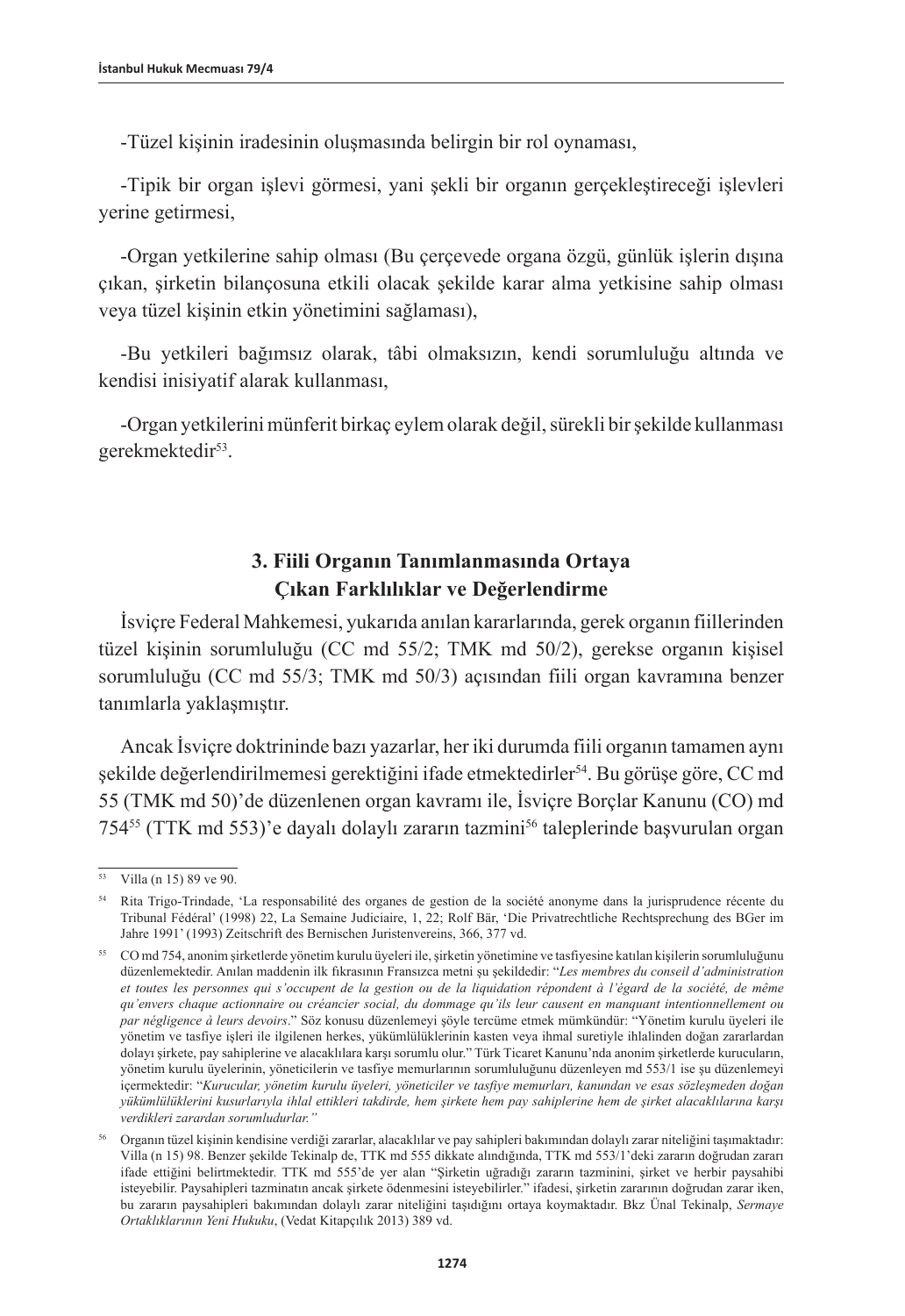-Tüzel kişinin iradesinin oluşmasında belirgin bir rol oynaması,

-Tipik bir organ işlevi görmesi, yani şekli bir organın gerçekleştireceği işlevleri yerine getirmesi,

-Organ yetkilerine sahip olması (Bu çerçevede organa özgü, günlük işlerin dışına çıkan, şirketin bilançosuna etkili olacak şekilde karar alma yetkisine sahip olması veya tüzel kişinin etkin yönetimini sağlaması),

-Bu yetkileri bağımsız olarak, tâbi olmaksızın, kendi sorumluluğu altında ve kendisi inisiyatif alarak kullanması,

-Organ yetkilerini münferit birkaç eylem olarak değil, sürekli bir şekilde kullanması gerekmektedir[53].

### 3. Fiili Organın Tanımlanmasında Ortaya Çıkan Farklılıklar ve Değerlendirme

İsviçre Federal Mahkemesi, yukarıda anılan kararlarında, gerek organın fiillerinden tüzel kişinin sorumluluğu (CC md 55/2; TMK md 50/2), gerekse organın kişisel sorumluluğu (CC md 55/3; TMK md 50/3) açısından fiili organ kavramına benzer tanımlarla yaklaşmıştır.

Ancak İsviçre doktrininde bazı yazarlar, her iki durumda fiili organın tamamen aynı şekilde değerlendirilmemesi gerektiğini ifade etmektedirler[54]. Bu görüşe göre, CC md 55 (TMK md 50)'de düzenlenen organ kavramı ile, İsviçre Borçlar Kanunu (CO) md 754[55] (TTK md 553)'e dayalı dolaylı zararın tazmini[56] taleplerinde başvurulan organ

---

[53] Villa (n 15) 89 ve 90.

[54] Rita Trigo-Trindade, 'La responsabilité des organes de gestion de la société anonyme dans la jurisprudence récente du Tribunal Fédéral' (1998) 22, La Semaine Judiciaire, 1, 22; Rolf Bär, 'Die Privatrechtliche Rechtsprechung des BGer im Jahre 1991' (1993) Zeitschrift des Bernischen Juristenvereins, 366, 377 vd.

[55] CO md 754, anonim şirketlerde yönetim kurulu üyeleri ile, şirketin yönetimine ve tasfiyesine katılan kişilerin sorumluluğunu düzenlemektedir. Anılan maddenin ilk fıkrasının Fransızca metni şu şekildedir: "*Les membres du conseil d'administration et toutes les personnes qui s'occupent de la gestion ou de la liquidation répondent à l'égard de la société, de même qu'envers chaque actionnaire ou créancier social, du dommage qu'ils leur causent en manquant intentionnellement ou par négligence à leurs devoirs*." Söz konusu düzenlemeyi şöyle tercüme etmek mümkündür: "Yönetim kurulu üyeleri ile yönetim ve tasfiye işleri ile ilgilenen herkes, yükümlülüklerinin kasten veya ihmal suretiyle ihlalinden doğan zararlardan dolayı şirkete, pay sahiplerine ve alacaklılara karşı sorumlu olur." Türk Ticaret Kanunu'nda anonim şirketlerde kurucuların, yönetim kurulu üyelerinin, yöneticilerin ve tasfiye memurlarının sorumluluğunu düzenleyen md 553/1 ise şu düzenlemeyi içermektedir: "*Kurucular, yönetim kurulu üyeleri, yöneticiler ve tasfiye memurları, kanundan ve esas sözleşmeden doğan yükümlülüklerini kusurlarıyla ihlal ettikleri takdirde, hem şirkete hem pay sahiplerine hem de şirket alacaklılarına karşı verdikleri zarardan sorumludurlar.*"

[56] Organın tüzel kişinin kendisine verdiği zararlar, alacaklılar ve pay sahipleri bakımından dolaylı zarar niteliğini taşımaktadır: Villa (n 15) 98. Benzer şekilde Tekinalp de, TTK md 555 dikkate alındığında, TTK md 553/1'deki zararın doğrudan zararı ifade ettiğini belirtmektedir. TTK md 555'de yer alan "Şirketin uğradığı zararın tazminini, şirket ve herbir paysahibi isteyebilir. Paysahipleri tazminatın ancak şirkete ödenmesini isteyebilirler." ifadesi, şirketin zararının doğrudan zarar iken, bu zararın paysahipleri bakımından dolaylı zarar niteliğini taşıdığını ortaya koymaktadır. Bkz Ünal Tekinalp, *Sermaye Ortaklıklarının Yeni Hukuku*, (Vedat Kitapçılık 2013) 389 vd.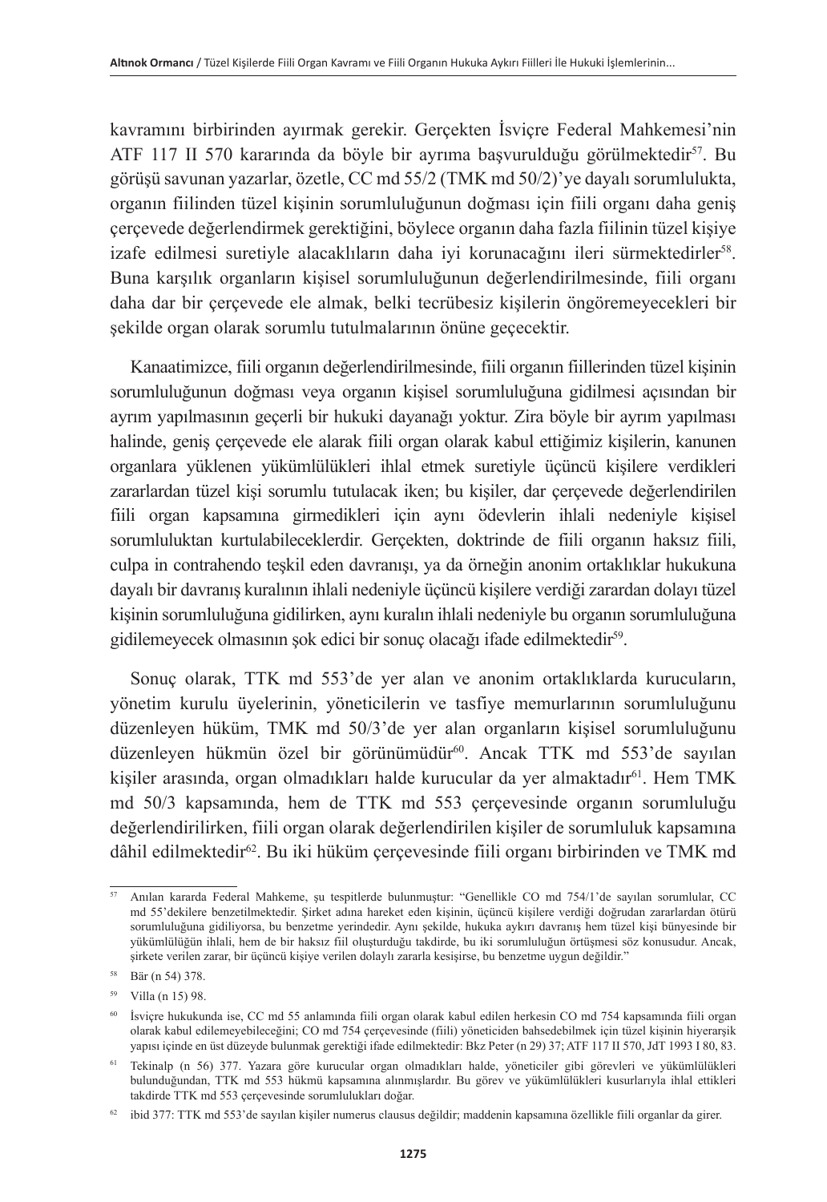kavramını birbirinden ayırmak gerekir. Gerçekten İsviçre Federal Mahkemesi'nin ATF 117 II 570 kararında da böyle bir ayrıma başvurulduğu görülmektedir[57]. Bu görüşü savunan yazarlar, özetle, CC md 55/2 (TMK md 50/2)'ye dayalı sorumlulukta, organın fiilinden tüzel kişinin sorumluluğunun doğması için fiili organı daha geniş çerçevede değerlendirmek gerektiğini, böylece organın daha fazla fiilinin tüzel kişiye izafe edilmesi suretiyle alacaklıların daha iyi korunacağını ileri sürmektedirler[58]. Buna karşılık organların kişisel sorumluluğunun değerlendirilmesinde, fiili organı daha dar bir çerçevede ele almak, belki tecrübesiz kişilerin öngöremeyecekleri bir şekilde organ olarak sorumlu tutulmalarının önüne geçecektir.

Kanaatimizce, fiili organın değerlendirilmesinde, fiili organın fiillerinden tüzel kişinin sorumluluğunun doğması veya organın kişisel sorumluluğuna gidilmesi açısından bir ayrım yapılmasının geçerli bir hukuki dayanağı yoktur. Zira böyle bir ayrım yapılması halinde, geniş çerçevede ele alarak fiili organ olarak kabul ettiğimiz kişilerin, kanunen organlara yüklenen yükümlülükleri ihlal etmek suretiyle üçüncü kişilere verdikleri zararlardan tüzel kişi sorumlu tutulacak iken; bu kişiler, dar çerçevede değerlendirilen fiili organ kapsamına girmedikleri için aynı ödevlerin ihlali nedeniyle kişisel sorumluluktan kurtulabileceklerdir. Gerçekten, doktrinde de fiili organın haksız fiili, culpa in contrahendo teşkil eden davranışı, ya da örneğin anonim ortaklıklar hukukuna dayalı bir davranış kuralının ihlali nedeniyle üçüncü kişilere verdiği zarardan dolayı tüzel kişinin sorumluluğuna gidilirken, aynı kuralın ihlali nedeniyle bu organın sorumluluğuna gidilemeyecek olmasının şok edici bir sonuç olacağı ifade edilmektedir[59].

Sonuç olarak, TTK md 553'de yer alan ve anonim ortaklıklarda kurucuların, yönetim kurulu üyelerinin, yöneticilerin ve tasfiye memurlarının sorumluluğunu düzenleyen hüküm, TMK md 50/3'de yer alan organların kişisel sorumluluğunu düzenleyen hükmün özel bir görünümüdür[60]. Ancak TTK md 553'de sayılan kişiler arasında, organ olmadıkları halde kurucular da yer almaktadır[61]. Hem TMK md 50/3 kapsamında, hem de TTK md 553 çerçevesinde organın sorumluluğu değerlendirilirken, fiili organ olarak değerlendirilen kişiler de sorumluluk kapsamına dâhil edilmektedir[62]. Bu iki hüküm çerçevesinde fiili organı birbirinden ve TMK md

---

[57] Anılan kararda Federal Mahkeme, şu tespitlerde bulunmuştur: "Genellikle CO md 754/1'de sayılan sorumlular, CC md 55'dekilere benzetilmektedir. Şirket adına hareket eden kişinin, üçüncü kişilere verdiği doğrudan zararlardan ötürü sorumluluğuna gidiliyorsa, bu benzetme yerindedir. Aynı şekilde, hukuka aykırı davranış hem tüzel kişi bünyesinde bir yükümlülüğün ihlali, hem de bir haksız fiil oluşturduğu takdirde, bu iki sorumluluğun örtüşmesi söz konusudur. Ancak, şirkete verilen zarar, bir üçüncü kişiye verilen dolaylı zararla kesişirse, bu benzetme uygun değildir."

[58] Bär (n 54) 378.

[59] Villa (n 15) 98.

[60] İsviçre hukukunda ise, CC md 55 anlamında fiili organ olarak kabul edilen herkesin CO md 754 kapsamında fiili organ olarak kabul edilemeyebileceğini; CO md 754 çerçevesinde (fiili) yöneticiden bahsedebilmek için tüzel kişinin hiyerarşik yapısı içinde en üst düzeyde bulunmak gerektiği ifade edilmektedir: Bkz Peter (n 29) 37; ATF 117 II 570, JdT 1993 I 80, 83.

[61] Tekinalp (n 56) 377. Yazara göre kurucular organ olmadıkları halde, yöneticiler gibi görevleri ve yükümlülükleri bulunduğundan, TTK md 553 hükmü kapsamına alınmışlardır. Bu görev ve yükümlülükleri kusurlarıyla ihlal ettikleri takdirde TTK md 553 çerçevesinde sorumlulukları doğar.

[62] ibid 377: TTK md 553'de sayılan kişiler numerus clausus değildir; maddenin kapsamına özellikle fiili organlar da girer.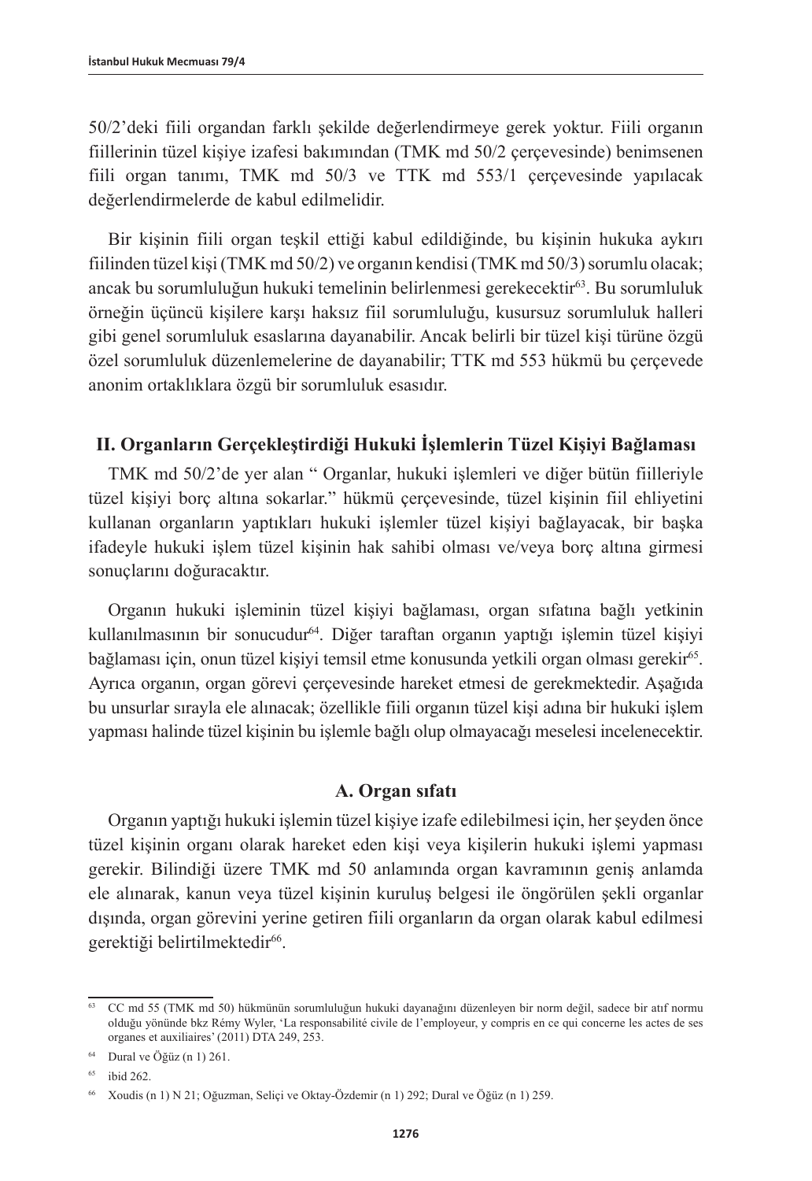50/2'deki fiili organdan farklı şekilde değerlendirmeye gerek yoktur. Fiili organın fiillerinin tüzel kişiye izafesi bakımından (TMK md 50/2 çerçevesinde) benimsenen fiili organ tanımı, TMK md 50/3 ve TTK md 553/1 çerçevesinde yapılacak değerlendirmelerde de kabul edilmelidir.

Bir kişinin fiili organ teşkil ettiği kabul edildiğinde, bu kişinin hukuka aykırı fiilinden tüzel kişi (TMK md 50/2) ve organın kendisi (TMK md 50/3) sorumlu olacak; ancak bu sorumluluğun hukuki temelinin belirlenmesi gerekecektir[63]. Bu sorumluluk örneğin üçüncü kişilere karşı haksız fiil sorumluluğu, kusursuz sorumluluk halleri gibi genel sorumluluk esaslarına dayanabilir. Ancak belirli bir tüzel kişi türüne özgü özel sorumluluk düzenlemelerine de dayanabilir; TTK md 553 hükmü bu çerçevede anonim ortaklıklara özgü bir sorumluluk esasıdır.

## II. Organların Gerçekleştirdiği Hukuki İşlemlerin Tüzel Kişiyi Bağlaması

TMK md 50/2'de yer alan " Organlar, hukuki işlemleri ve diğer bütün fiilleriyle tüzel kişiyi borç altına sokarlar." hükmü çerçevesinde, tüzel kişinin fiil ehliyetini kullanan organların yaptıkları hukuki işlemler tüzel kişiyi bağlayacak, bir başka ifadeyle hukuki işlem tüzel kişinin hak sahibi olması ve/veya borç altına girmesi sonuçlarını doğuracaktır.

Organın hukuki işleminin tüzel kişiyi bağlaması, organ sıfatına bağlı yetkinin kullanılmasının bir sonucudur[64]. Diğer taraftan organın yaptığı işlemin tüzel kişiyi bağlaması için, onun tüzel kişiyi temsil etme konusunda yetkili organ olması gerekir[65]. Ayrıca organın, organ görevi çerçevesinde hareket etmesi de gerekmektedir. Aşağıda bu unsurlar sırayla ele alınacak; özellikle fiili organın tüzel kişi adına bir hukuki işlem yapması halinde tüzel kişinin bu işlemle bağlı olup olmayacağı meselesi incelenecektir.

### A. Organ sıfatı

Organın yaptığı hukuki işlemin tüzel kişiye izafe edilebilmesi için, her şeyden önce tüzel kişinin organı olarak hareket eden kişi veya kişilerin hukuki işlemi yapması gerekir. Bilindiği üzere TMK md 50 anlamında organ kavramının geniş anlamda ele alınarak, kanun veya tüzel kişinin kuruluş belgesi ile öngörülen şekli organlar dışında, organ görevini yerine getiren fiili organların da organ olarak kabul edilmesi gerektiği belirtilmektedir[66].

---

[63] CC md 55 (TMK md 50) hükmünün sorumluluğun hukuki dayanağını düzenleyen bir norm değil, sadece bir atıf normu olduğu yönünde bkz Rémy Wyler, 'La responsabilité civile de l'employeur, y compris en ce qui concerne les actes de ses organes et auxiliaires' (2011) DTA 249, 253.

[64] Dural ve Öğüz (n 1) 261.

[65] ibid 262.

[66] Xoudis (n 1) N 21; Oğuzman, Seliçi ve Oktay-Özdemir (n 1) 292; Dural ve Öğüz (n 1) 259.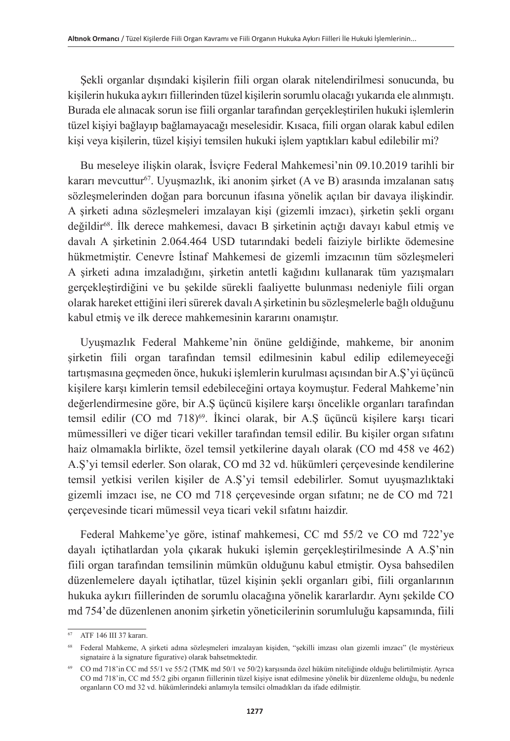Şekli organlar dışındaki kişilerin fiili organ olarak nitelendirilmesi sonucunda, bu kişilerin hukuka aykırı fiillerinden tüzel kişilerin sorumlu olacağı yukarıda ele alınmıştı. Burada ele alınacak sorun ise fiili organlar tarafından gerçekleştirilen hukuki işlemlerin tüzel kişiyi bağlayıp bağlamayacağı meselesidir. Kısaca, fiili organ olarak kabul edilen kişi veya kişilerin, tüzel kişiyi temsilen hukuki işlem yaptıkları kabul edilebilir mi?

Bu meseleye ilişkin olarak, İsviçre Federal Mahkemesi'nin 09.10.2019 tarihli bir kararı mevcuttur[67]. Uyuşmazlık, iki anonim şirket (A ve B) arasında imzalanan satış sözleşmelerinden doğan para borcunun ifasına yönelik açılan bir davaya ilişkindir. A şirketi adına sözleşmeleri imzalayan kişi (gizemli imzacı), şirketin şekli organı değildir[68]. İlk derece mahkemesi, davacı B şirketinin açtığı davayı kabul etmiş ve davalı A şirketinin 2.064.464 USD tutarındaki bedeli faiziyle birlikte ödemesine hükmetmiştir. Cenevre İstinaf Mahkemesi de gizemli imzacının tüm sözleşmeleri A şirketi adına imzaladığını, şirketin antetli kağıdını kullanarak tüm yazışmaları gerçekleştirdiğini ve bu şekilde sürekli faaliyette bulunması nedeniyle fiili organ olarak hareket ettiğini ileri sürerek davalı A şirketinin bu sözleşmelerle bağlı olduğunu kabul etmiş ve ilk derece mahkemesinin kararını onamıştır.

Uyuşmazlık Federal Mahkeme'nin önüne geldiğinde, mahkeme, bir anonim şirketin fiili organ tarafından temsil edilmesinin kabul edilip edilemeyeceği tartışmasına geçmeden önce, hukuki işlemlerin kurulması açısından bir A.Ş'yi üçüncü kişilere karşı kimlerin temsil edebileceğini ortaya koymuştur. Federal Mahkeme'nin değerlendirmesine göre, bir A.Ş üçüncü kişilere karşı öncelikle organları tarafından temsil edilir (CO md 718)[69]. İkinci olarak, bir A.Ş üçüncü kişilere karşı ticari mümessilleri ve diğer ticari vekiller tarafından temsil edilir. Bu kişiler organ sıfatını haiz olmamakla birlikte, özel temsil yetkilerine dayalı olarak (CO md 458 ve 462) A.Ş'yi temsil ederler. Son olarak, CO md 32 vd. hükümleri çerçevesinde kendilerine temsil yetkisi verilen kişiler de A.Ş'yi temsil edebilirler. Somut uyuşmazlıktaki gizemli imzacı ise, ne CO md 718 çerçevesinde organ sıfatını; ne de CO md 721 çerçevesinde ticari mümessil veya ticari vekil sıfatını haizdir.

Federal Mahkeme'ye göre, istinaf mahkemesi, CC md 55/2 ve CO md 722'ye dayalı içtihatlardan yola çıkarak hukuki işlemin gerçekleştirilmesinde A A.Ş'nin fiili organ tarafından temsilinin mümkün olduğunu kabul etmiştir. Oysa bahsedilen düzenlemelere dayalı içtihatlar, tüzel kişinin şekli organları gibi, fiili organlarının hukuka aykırı fiillerinden de sorumlu olacağına yönelik kararlardır. Aynı şekilde CO md 754'de düzenlenen anonim şirketin yöneticilerinin sorumluluğu kapsamında, fiili

---

[67] ATF 146 III 37 kararı.

[68] Federal Mahkeme, A şirketi adına sözleşmeleri imzalayan kişiden, "şekilli imzası olan gizemli imzacı" (le mystérieux signataire à la signature figurative) olarak bahsetmektedir.

[69] CO md 718'in CC md 55/1 ve 55/2 (TMK md 50/1 ve 50/2) karşısında özel hüküm niteliğinde olduğu belirtilmiştir. Ayrıca CO md 718'in, CC md 55/2 gibi organın fiillerinin tüzel kişiye isnat edilmesine yönelik bir düzenleme olduğu, bu nedenle organların CO md 32 vd. hükümlerindeki anlamıyla temsilci olmadıkları da ifade edilmiştir.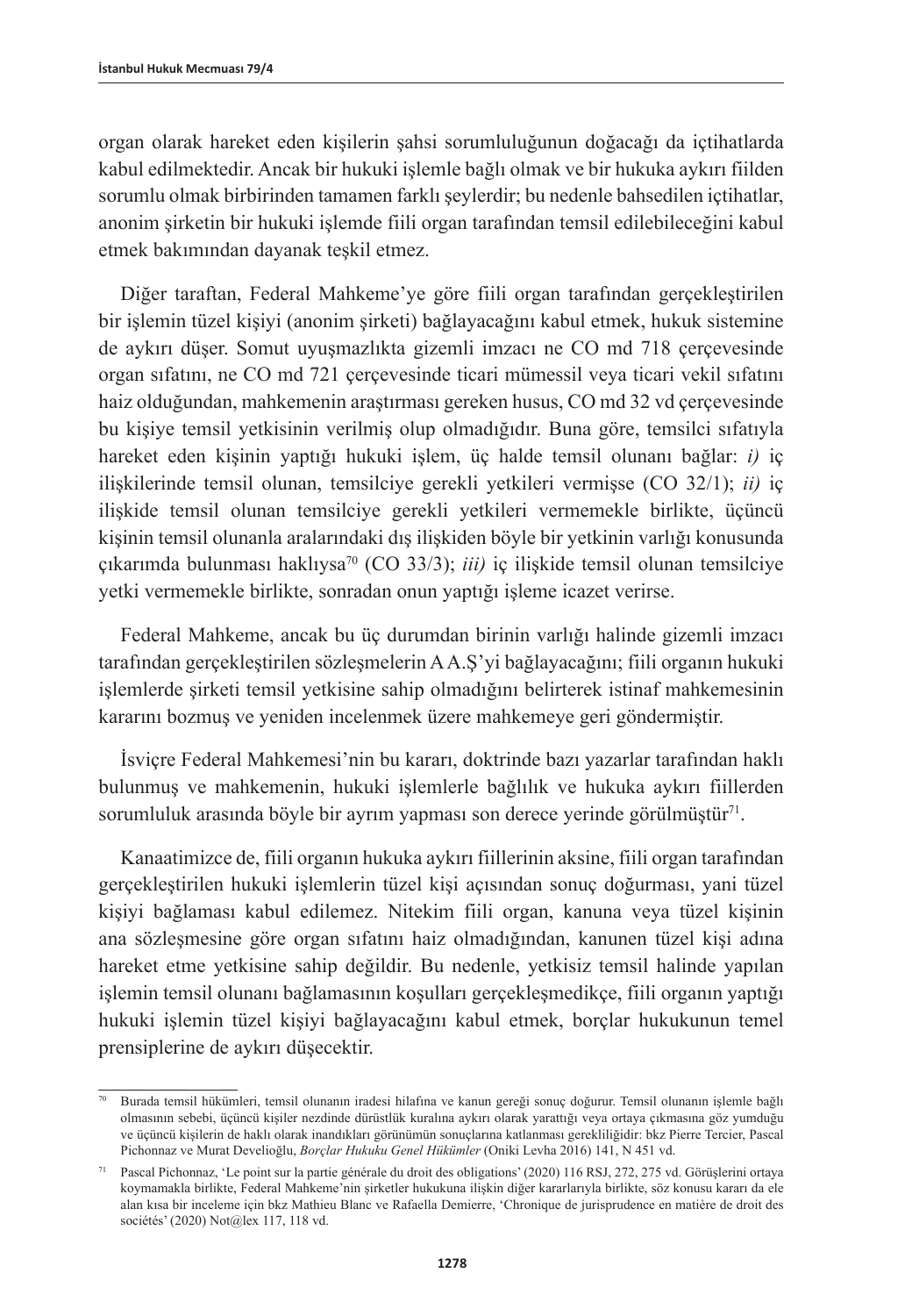organ olarak hareket eden kişilerin şahsi sorumluluğunun doğacağı da içtihatlarda kabul edilmektedir. Ancak bir hukuki işlemle bağlı olmak ve bir hukuka aykırı fiilden sorumlu olmak birbirinden tamamen farklı şeylerdir; bu nedenle bahsedilen içtihatlar, anonim şirketin bir hukuki işlemde fiili organ tarafından temsil edilebileceğini kabul etmek bakımından dayanak teşkil etmez.

Diğer taraftan, Federal Mahkeme'ye göre fiili organ tarafından gerçekleştirilen bir işlemin tüzel kişiyi (anonim şirketi) bağlayacağını kabul etmek, hukuk sistemine de aykırı düşer. Somut uyuşmazlıkta gizemli imzacı ne CO md 718 çerçevesinde organ sıfatını, ne CO md 721 çerçevesinde ticari mümessil veya ticari vekil sıfatını haiz olduğundan, mahkemenin araştırması gereken husus, CO md 32 vd çerçevesinde bu kişiye temsil yetkisinin verilmiş olup olmadığıdır. Buna göre, temsilci sıfatıyla hareket eden kişinin yaptığı hukuki işlem, üç halde temsil olunanı bağlar: *i)* iç ilişkilerinde temsil olunan, temsilciye gerekli yetkileri vermişse (CO 32/1); *ii)* iç ilişkide temsil olunan temsilciye gerekli yetkileri vermemekle birlikte, üçüncü kişinin temsil olunanla aralarındaki dış ilişkiden böyle bir yetkinin varlığı konusunda çıkarımda bulunması haklıysa[70] (CO 33/3); *iii)* iç ilişkide temsil olunan temsilciye yetki vermemekle birlikte, sonradan onun yaptığı işleme icazet verirse.

Federal Mahkeme, ancak bu üç durumdan birinin varlığı halinde gizemli imzacı tarafından gerçekleştirilen sözleşmelerin A A.Ş'yi bağlayacağını; fiili organın hukuki işlemlerde şirketi temsil yetkisine sahip olmadığını belirterek istinaf mahkemesinin kararını bozmuş ve yeniden incelenmek üzere mahkemeye geri göndermiştir.

İsviçre Federal Mahkemesi'nin bu kararı, doktrinde bazı yazarlar tarafından haklı bulunmuş ve mahkemenin, hukuki işlemlerle bağlılık ve hukuka aykırı fiillerden sorumluluk arasında böyle bir ayrım yapması son derece yerinde görülmüştür[71].

Kanaatimizce de, fiili organın hukuka aykırı fiillerinin aksine, fiili organ tarafından gerçekleştirilen hukuki işlemlerin tüzel kişi açısından sonuç doğurması, yani tüzel kişiyi bağlaması kabul edilemez. Nitekim fiili organ, kanuna veya tüzel kişinin ana sözleşmesine göre organ sıfatını haiz olmadığından, kanunen tüzel kişi adına hareket etme yetkisine sahip değildir. Bu nedenle, yetkisiz temsil halinde yapılan işlemin temsil olunanı bağlamasının koşulları gerçekleşmedikçe, fiili organın yaptığı hukuki işlemin tüzel kişiyi bağlayacağını kabul etmek, borçlar hukukunun temel prensiplerine de aykırı düşecektir.

---

[70] Burada temsil hükümleri, temsil olunanın iradesi hilafına ve kanun gereği sonuç doğurur. Temsil olunanın işlemle bağlı olmasının sebebi, üçüncü kişiler nezdinde dürüstlük kuralına aykırı olarak yarattığı veya ortaya çıkmasına göz yumduğu ve üçüncü kişilerin de haklı olarak inandıkları görünümün sonuçlarına katlanması gerekliliğidir: bkz Pierre Tercier, Pascal Pichonnaz ve Murat Develioğlu, *Borçlar Hukuku Genel Hükümler* (Oniki Levha 2016) 141, N 451 vd.

[71] Pascal Pichonnaz, 'Le point sur la partie générale du droit des obligations' (2020) 116 RSJ, 272, 275 vd. Görüşlerini ortaya koymamakla birlikte, Federal Mahkeme'nin şirketler hukukuna ilişkin diğer kararlarıyla birlikte, söz konusu kararı da ele alan kısa bir inceleme için bkz Mathieu Blanc ve Rafaella Demierre, 'Chronique de jurisprudence en matière de droit des sociétés' (2020) Not@lex 117, 118 vd.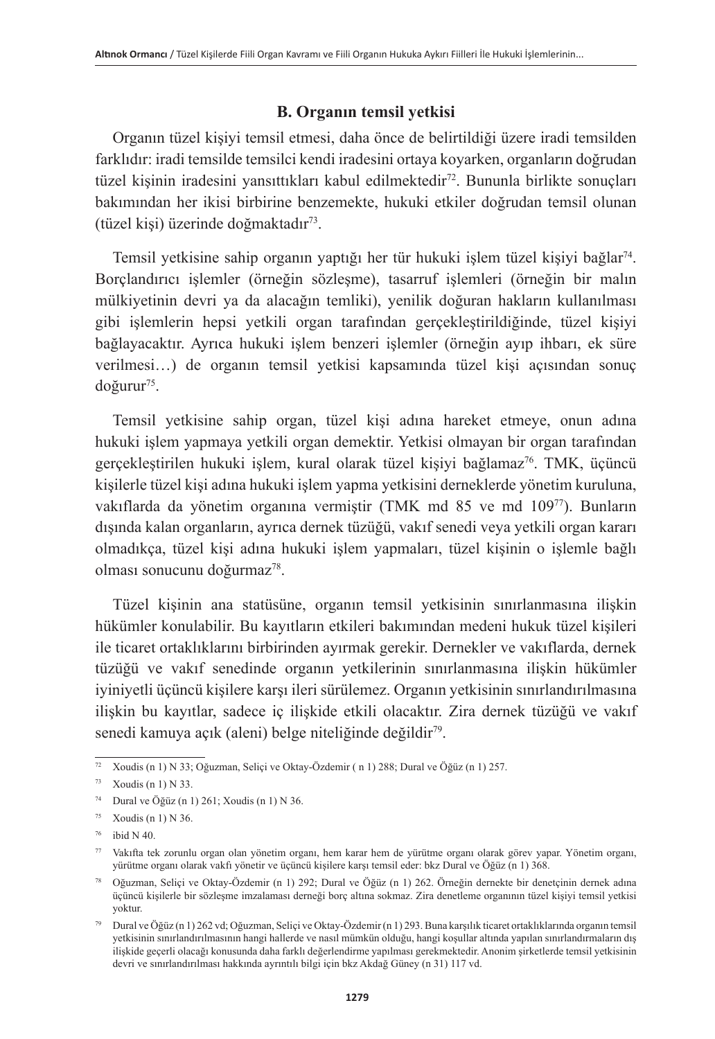### B. Organın temsil yetkisi

Organın tüzel kişiyi temsil etmesi, daha önce de belirtildiği üzere iradi temsilden farklıdır: iradi temsilde temsilci kendi iradesini ortaya koyarken, organların doğrudan tüzel kişinin iradesini yansıttıkları kabul edilmektedir[72]. Bununla birlikte sonuçları bakımından her ikisi birbirine benzemekte, hukuki etkiler doğrudan temsil olunan (tüzel kişi) üzerinde doğmaktadır[73].

Temsil yetkisine sahip organın yaptığı her tür hukuki işlem tüzel kişiyi bağlar[74]. Borçlandırıcı işlemler (örneğin sözleşme), tasarruf işlemleri (örneğin bir malın mülkiyetinin devri ya da alacağın temliki), yenilik doğuran hakların kullanılması gibi işlemlerin hepsi yetkili organ tarafından gerçekleştirildiğinde, tüzel kişiyi bağlayacaktır. Ayrıca hukuki işlem benzeri işlemler (örneğin ayıp ihbarı, ek süre verilmesi…) de organın temsil yetkisi kapsamında tüzel kişi açısından sonuç doğurur[75].

Temsil yetkisine sahip organ, tüzel kişi adına hareket etmeye, onun adına hukuki işlem yapmaya yetkili organ demektir. Yetkisi olmayan bir organ tarafından gerçekleştirilen hukuki işlem, kural olarak tüzel kişiyi bağlamaz[76]. TMK, üçüncü kişilerle tüzel kişi adına hukuki işlem yapma yetkisini derneklerde yönetim kuruluna, vakıflarda da yönetim organına vermiştir (TMK md 85 ve md 109[77]). Bunların dışında kalan organların, ayrıca dernek tüzüğü, vakıf senedi veya yetkili organ kararı olmadıkça, tüzel kişi adına hukuki işlem yapmaları, tüzel kişinin o işlemle bağlı olması sonucunu doğurmaz[78].

Tüzel kişinin ana statüsüne, organın temsil yetkisinin sınırlanmasına ilişkin hükümler konulabilir. Bu kayıtların etkileri bakımından medeni hukuk tüzel kişileri ile ticaret ortaklıklarını birbirinden ayırmak gerekir. Dernekler ve vakıflarda, dernek tüzüğü ve vakıf senedinde organın yetkilerinin sınırlanmasına ilişkin hükümler iyiniyetli üçüncü kişilere karşı ileri sürülemez. Organın yetkisinin sınırlandırılmasına ilişkin bu kayıtlar, sadece iç ilişkide etkili olacaktır. Zira dernek tüzüğü ve vakıf senedi kamuya açık (aleni) belge niteliğinde değildir[79].

---

[72] Xoudis (n 1) N 33; Oğuzman, Seliçi ve Oktay-Özdemir ( n 1) 288; Dural ve Öğüz (n 1) 257.

[73] Xoudis (n 1) N 33.

[74] Dural ve Öğüz (n 1) 261; Xoudis (n 1) N 36.

[75] Xoudis (n 1) N 36.

[76] ibid N 40.

[77] Vakıfta tek zorunlu organ olan yönetim organı, hem karar hem de yürütme organı olarak görev yapar. Yönetim organı, yürütme organı olarak vakfı yönetir ve üçüncü kişilere karşı temsil eder: bkz Dural ve Öğüz (n 1) 368.

[78] Oğuzman, Seliçi ve Oktay-Özdemir (n 1) 292; Dural ve Öğüz (n 1) 262. Örneğin dernekte bir denetçinin dernek adına üçüncü kişilerle bir sözleşme imzalaması derneği borç altına sokmaz. Zira denetleme organının tüzel kişiyi temsil yetkisi yoktur.

[79] Dural ve Öğüz (n 1) 262 vd; Oğuzman, Seliçi ve Oktay-Özdemir (n 1) 293. Buna karşılık ticaret ortaklıklarında organın temsil yetkisinin sınırlandırılmasının hangi hallerde ve nasıl mümkün olduğu, hangi koşullar altında yapılan sınırlandırmaların dış ilişkide geçerli olacağı konusunda daha farklı değerlendirme yapılması gerekmektedir. Anonim şirketlerde temsil yetkisinin devri ve sınırlandırılması hakkında ayrıntılı bilgi için bkz Akdağ Güney (n 31) 117 vd.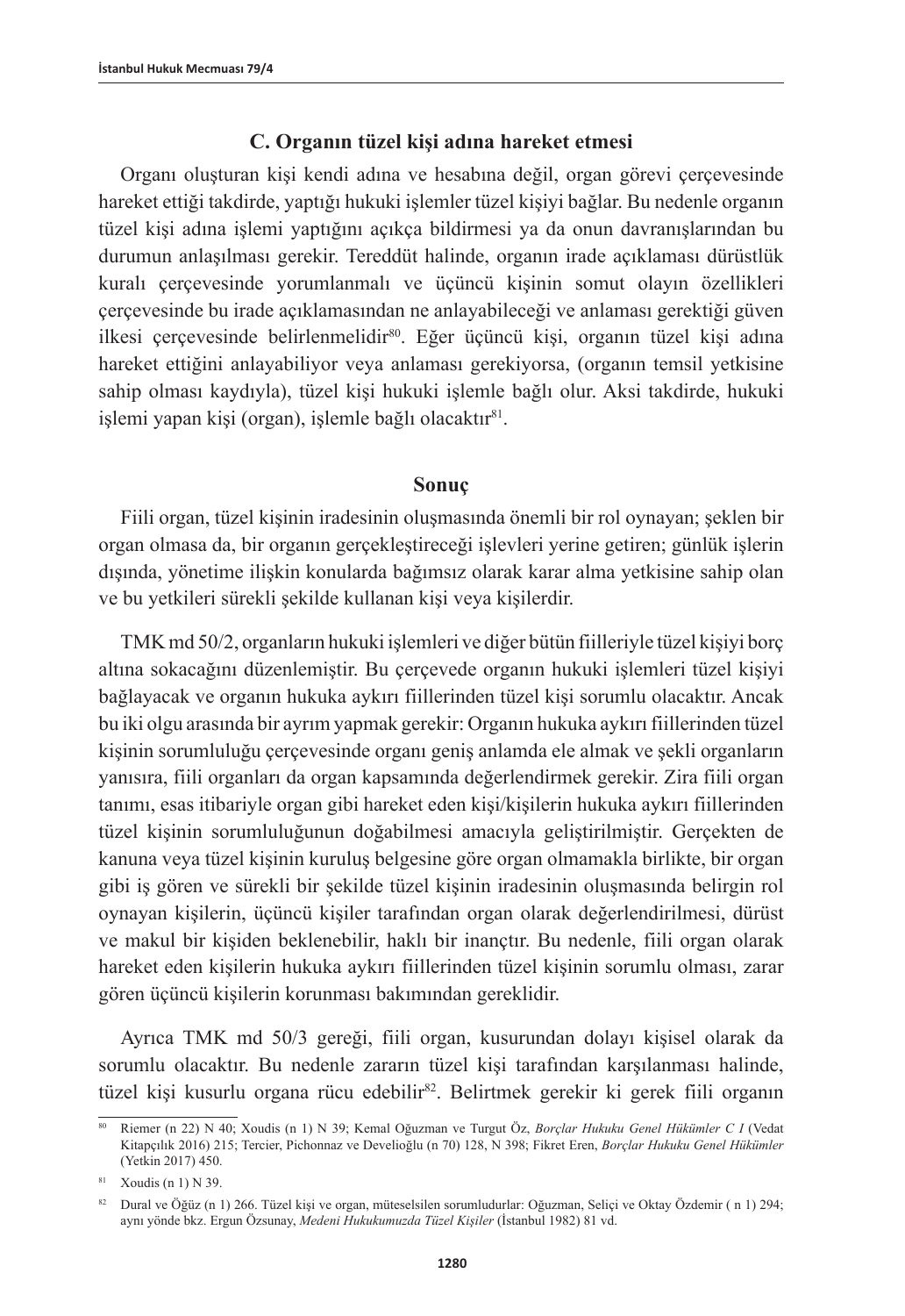### C. Organın tüzel kişi adına hareket etmesi

Organı oluşturan kişi kendi adına ve hesabına değil, organ görevi çerçevesinde hareket ettiği takdirde, yaptığı hukuki işlemler tüzel kişiyi bağlar. Bu nedenle organın tüzel kişi adına işlemi yaptığını açıkça bildirmesi ya da onun davranışlarından bu durumun anlaşılması gerekir. Tereddüt halinde, organın irade açıklaması dürüstlük kuralı çerçevesinde yorumlanmalı ve üçüncü kişinin somut olayın özellikleri çerçevesinde bu irade açıklamasından ne anlayabileceği ve anlaması gerektiği güven ilkesi çerçevesinde belirlenmelidir[80]. Eğer üçüncü kişi, organın tüzel kişi adına hareket ettiğini anlayabiliyor veya anlaması gerekiyorsa, (organın temsil yetkisine sahip olması kaydıyla), tüzel kişi hukuki işlemle bağlı olur. Aksi takdirde, hukuki işlemi yapan kişi (organ), işlemle bağlı olacaktır[81].

### Sonuç

Fiili organ, tüzel kişinin iradesinin oluşmasında önemli bir rol oynayan; şeklen bir organ olmasa da, bir organın gerçekleştireceği işlevleri yerine getiren; günlük işlerin dışında, yönetime ilişkin konularda bağımsız olarak karar alma yetkisine sahip olan ve bu yetkileri sürekli şekilde kullanan kişi veya kişilerdir.

TMK md 50/2, organların hukuki işlemleri ve diğer bütün fiilleriyle tüzel kişiyi borç altına sokacağını düzenlemiştir. Bu çerçevede organın hukuki işlemleri tüzel kişiyi bağlayacak ve organın hukuka aykırı fiillerinden tüzel kişi sorumlu olacaktır. Ancak bu iki olgu arasında bir ayrım yapmak gerekir: Organın hukuka aykırı fiillerinden tüzel kişinin sorumluluğu çerçevesinde organı geniş anlamda ele almak ve şekli organların yanısıra, fiili organları da organ kapsamında değerlendirmek gerekir. Zira fiili organ tanımı, esas itibariyle organ gibi hareket eden kişi/kişilerin hukuka aykırı fiillerinden tüzel kişinin sorumluluğunun doğabilmesi amacıyla geliştirilmiştir. Gerçekten de kanuna veya tüzel kişinin kuruluş belgesine göre organ olmamakla birlikte, bir organ gibi iş gören ve sürekli bir şekilde tüzel kişinin iradesinin oluşmasında belirgin rol oynayan kişilerin, üçüncü kişiler tarafından organ olarak değerlendirilmesi, dürüst ve makul bir kişiden beklenebilir, haklı bir inançtır. Bu nedenle, fiili organ olarak hareket eden kişilerin hukuka aykırı fiillerinden tüzel kişinin sorumlu olması, zarar gören üçüncü kişilerin korunması bakımından gereklidir.

Ayrıca TMK md 50/3 gereği, fiili organ, kusurundan dolayı kişisel olarak da sorumlu olacaktır. Bu nedenle zararın tüzel kişi tarafından karşılanması halinde, tüzel kişi kusurlu organa rücu edebilir[82]. Belirtmek gerekir ki gerek fiili organın

---

[80] Riemer (n 22) N 40; Xoudis (n 1) N 39; Kemal Oğuzman ve Turgut Öz, *Borçlar Hukuku Genel Hükümler C I* (Vedat Kitapçılık 2016) 215; Tercier, Pichonnaz ve Develioğlu (n 70) 128, N 398; Fikret Eren, *Borçlar Hukuku Genel Hükümler* (Yetkin 2017) 450.

[81] Xoudis (n 1) N 39.

[82] Dural ve Öğüz (n 1) 266. Tüzel kişi ve organ, müteselsilen sorumludurlar: Oğuzman, Seliçi ve Oktay Özdemir ( n 1) 294; aynı yönde bkz. Ergun Özsunay, *Medeni Hukukumuzda Tüzel Kişiler* (İstanbul 1982) 81 vd.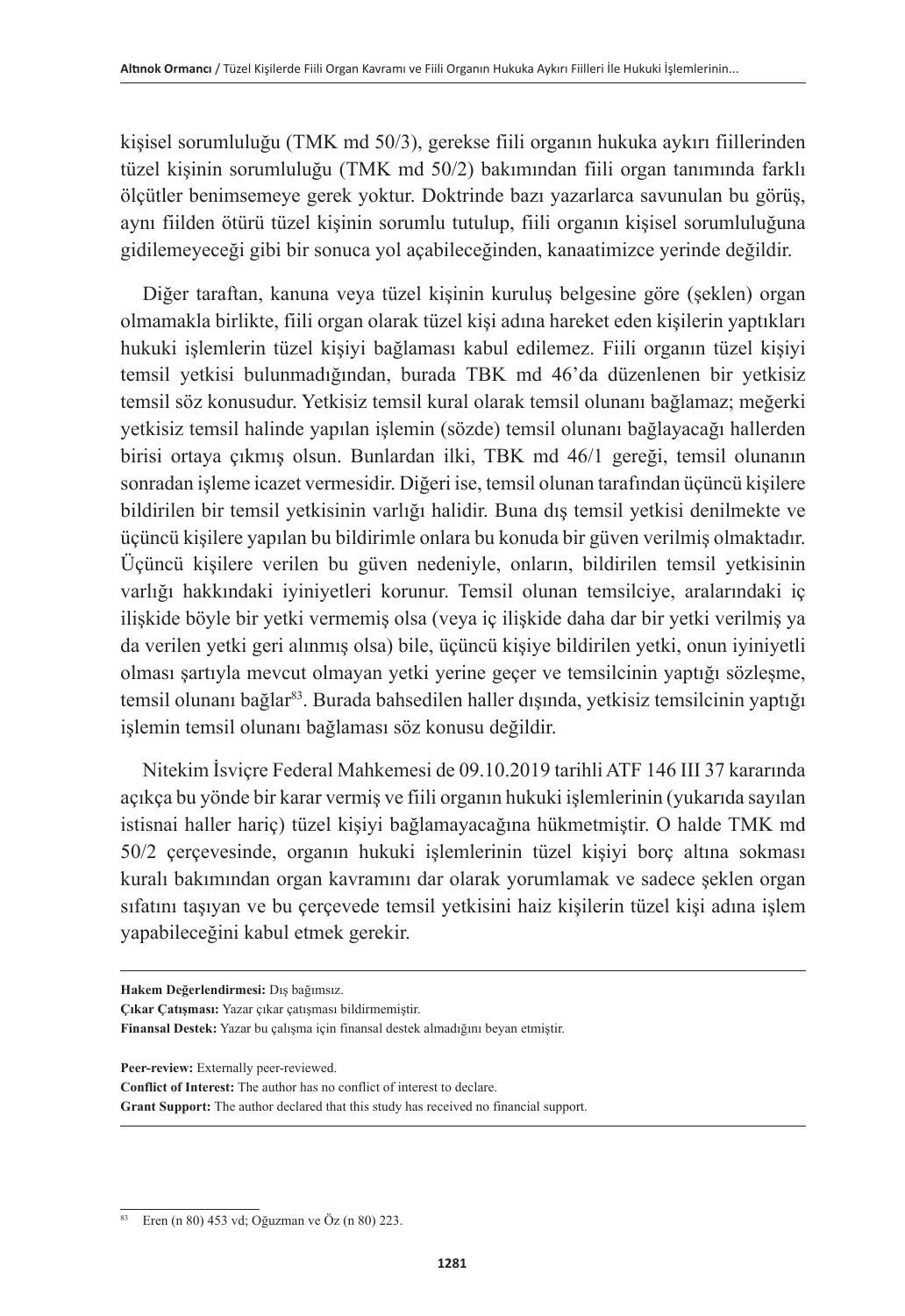kişisel sorumluluğu (TMK md 50/3), gerekse fiili organın hukuka aykırı fiillerinden tüzel kişinin sorumluluğu (TMK md 50/2) bakımından fiili organ tanımında farklı ölçütler benimsemeye gerek yoktur. Doktrinde bazı yazarlarca savunulan bu görüş, aynı fiilden ötürü tüzel kişinin sorumlu tutulup, fiili organın kişisel sorumluluğuna gidilemeyeceği gibi bir sonuca yol açabileceğinden, kanaatimizce yerinde değildir.

Diğer taraftan, kanuna veya tüzel kişinin kuruluş belgesine göre (şeklen) organ olmamakla birlikte, fiili organ olarak tüzel kişi adına hareket eden kişilerin yaptıkları hukuki işlemlerin tüzel kişiyi bağlaması kabul edilemez. Fiili organın tüzel kişiyi temsil yetkisi bulunmadığından, burada TBK md 46'da düzenlenen bir yetkisiz temsil söz konusudur. Yetkisiz temsil kural olarak temsil olunanı bağlamaz; meğerki yetkisiz temsil halinde yapılan işlemin (sözde) temsil olunanı bağlayacağı hallerden birisi ortaya çıkmış olsun. Bunlardan ilki, TBK md 46/1 gereği, temsil olunanın sonradan işleme icazet vermesidir. Diğeri ise, temsil olunan tarafından üçüncü kişilere bildirilen bir temsil yetkisinin varlığı halidir. Buna dış temsil yetkisi denilmekte ve üçüncü kişilere yapılan bu bildirimle onlara bu konuda bir güven verilmiş olmaktadır. Üçüncü kişilere verilen bu güven nedeniyle, onların, bildirilen temsil yetkisinin varlığı hakkındaki iyiniyetleri korunur. Temsil olunan temsilciye, aralarındaki iç ilişkide böyle bir yetki vermemiş olsa (veya iç ilişkide daha dar bir yetki verilmiş ya da verilen yetki geri alınmış olsa) bile, üçüncü kişiye bildirilen yetki, onun iyiniyetli olması şartıyla mevcut olmayan yetki yerine geçer ve temsilcinin yaptığı sözleşme, temsil olunanı bağlar[83]. Burada bahsedilen haller dışında, yetkisiz temsilcinin yaptığı işlemin temsil olunanı bağlaması söz konusu değildir.

Nitekim İsviçre Federal Mahkemesi de 09.10.2019 tarihli ATF 146 III 37 kararında açıkça bu yönde bir karar vermiş ve fiili organın hukuki işlemlerinin (yukarıda sayılan istisnai haller hariç) tüzel kişiyi bağlamayacağına hükmetmiştir. O halde TMK md 50/2 çerçevesinde, organın hukuki işlemlerinin tüzel kişiyi borç altına sokması kuralı bakımından organ kavramını dar olarak yorumlamak ve sadece şeklen organ sıfatını taşıyan ve bu çerçevede temsil yetkisini haiz kişilerin tüzel kişi adına işlem yapabileceğini kabul etmek gerekir.

---

**Hakem Değerlendirmesi:** Dış bağımsız.

**Çıkar Çatışması:** Yazar çıkar çatışması bildirmemiştir.

**Finansal Destek:** Yazar bu çalışma için finansal destek almadığını beyan etmiştir.

**Peer-review:** Externally peer-reviewed.

**Conflict of Interest:** The author has no conflict of interest to declare.

**Grant Support:** The author declared that this study has received no financial support.

---

[83] Eren (n 80) 453 vd; Oğuzman ve Öz (n 80) 223.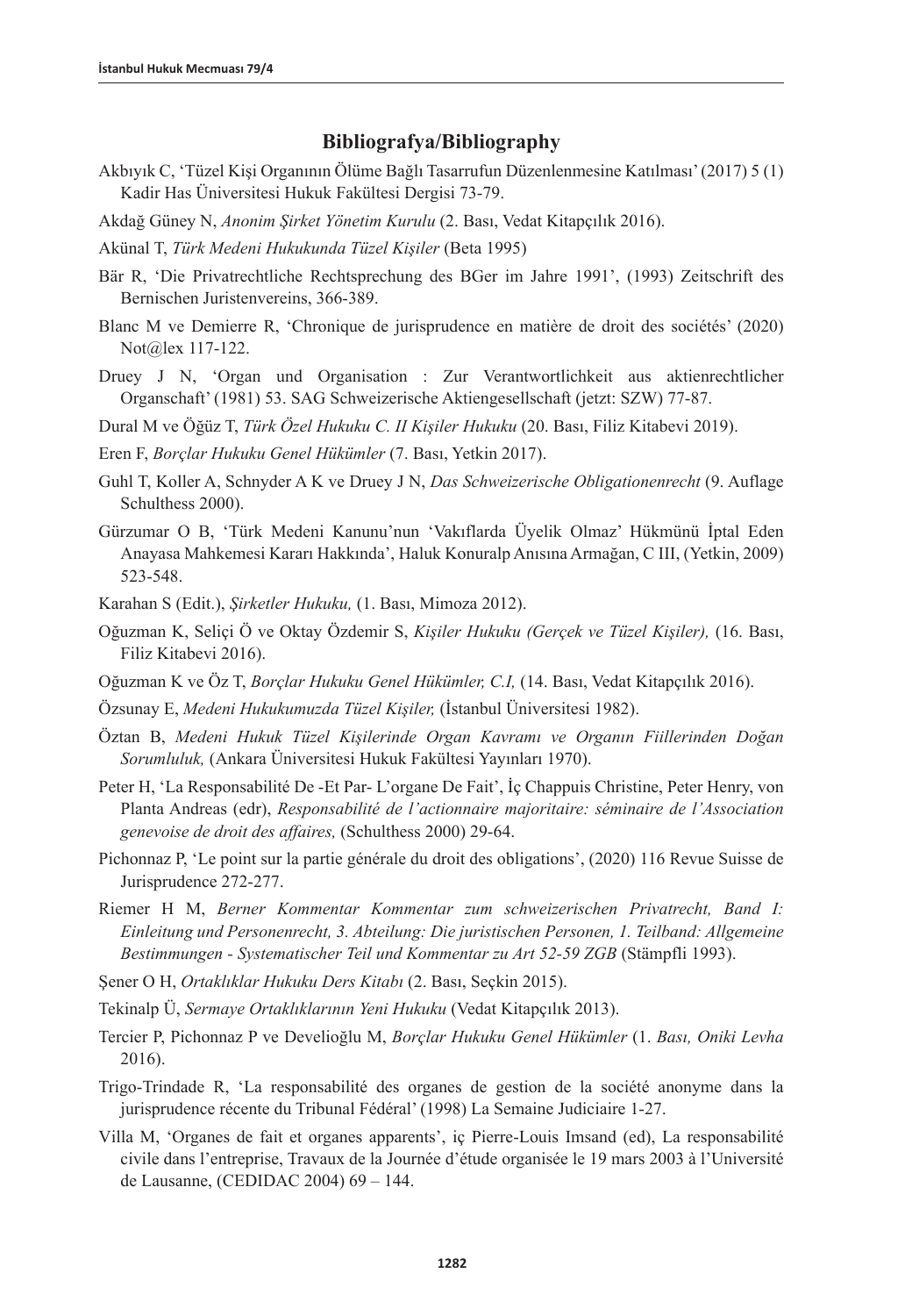## Bibliografya/Bibliography

Akbıyık C, 'Tüzel Kişi Organının Ölüme Bağlı Tasarrufun Düzenlenmesine Katılması' (2017) 5 (1) Kadir Has Üniversitesi Hukuk Fakültesi Dergisi 73-79.

Akdağ Güney N, *Anonim Şirket Yönetim Kurulu* (2. Bası, Vedat Kitapçılık 2016).

Akünal T, *Türk Medeni Hukukunda Tüzel Kişiler* (Beta 1995)

Bär R, 'Die Privatrechtliche Rechtsprechung des BGer im Jahre 1991', (1993) Zeitschrift des Bernischen Juristenvereins, 366-389.

Blanc M ve Demierre R, 'Chronique de jurisprudence en matière de droit des sociétés' (2020) Not@lex 117-122.

Druey J N, 'Organ und Organisation : Zur Verantwortlichkeit aus aktienrechtlicher Organschaft' (1981) 53. SAG Schweizerische Aktiengesellschaft (jetzt: SZW) 77-87.

Dural M ve Öğüz T, *Türk Özel Hukuku C. II Kişiler Hukuku* (20. Bası, Filiz Kitabevi 2019).

Eren F, *Borçlar Hukuku Genel Hükümler* (7. Bası, Yetkin 2017).

Guhl T, Koller A, Schnyder A K ve Druey J N, *Das Schweizerische Obligationenrecht* (9. Auflage Schulthess 2000).

Gürzumar O B, 'Türk Medeni Kanunu'nun 'Vakıflarda Üyelik Olmaz' Hükmünü İptal Eden Anayasa Mahkemesi Kararı Hakkında', Haluk Konuralp Anısına Armağan, C III, (Yetkin, 2009) 523-548.

Karahan S (Edit.), *Şirketler Hukuku,* (1. Bası, Mimoza 2012).

Oğuzman K, Seliçi Ö ve Oktay Özdemir S, *Kişiler Hukuku (Gerçek ve Tüzel Kişiler),* (16. Bası, Filiz Kitabevi 2016).

Oğuzman K ve Öz T, *Borçlar Hukuku Genel Hükümler, C.I,* (14. Bası, Vedat Kitapçılık 2016).

Özsunay E, *Medeni Hukukumuzda Tüzel Kişiler,* (İstanbul Üniversitesi 1982).

Öztan B, *Medeni Hukuk Tüzel Kişilerinde Organ Kavramı ve Organın Fiillerinden Doğan Sorumluluk,* (Ankara Üniversitesi Hukuk Fakültesi Yayınları 1970).

Peter H, 'La Responsabilité De -Et Par- L'organe De Fait', İç Chappuis Christine, Peter Henry, von Planta Andreas (edr), *Responsabilité de l'actionnaire majoritaire: séminaire de l'Association genevoise de droit des affaires,* (Schulthess 2000) 29-64.

Pichonnaz P, 'Le point sur la partie générale du droit des obligations', (2020) 116 Revue Suisse de Jurisprudence 272-277.

Riemer H M, *Berner Kommentar Kommentar zum schweizerischen Privatrecht, Band I: Einleitung und Personenrecht, 3. Abteilung: Die juristischen Personen, 1. Teilband: Allgemeine Bestimmungen - Systematischer Teil und Kommentar zu Art 52-59 ZGB* (Stämpfli 1993).

Şener O H, *Ortaklıklar Hukuku Ders Kitabı* (2. Bası, Seçkin 2015).

Tekinalp Ü, *Sermaye Ortaklıklarının Yeni Hukuku* (Vedat Kitapçılık 2013).

Tercier P, Pichonnaz P ve Develioğlu M, *Borçlar Hukuku Genel Hükümler* (1. *Bası, Oniki Levha* 2016).

Trigo-Trindade R, 'La responsabilité des organes de gestion de la société anonyme dans la jurisprudence récente du Tribunal Fédéral' (1998) La Semaine Judiciaire 1-27.

Villa M, 'Organes de fait et organes apparents', iç Pierre-Louis Imsand (ed), La responsabilité civile dans l'entreprise, Travaux de la Journée d'étude organisée le 19 mars 2003 à l'Université de Lausanne, (CEDIDAC 2004) 69 – 144.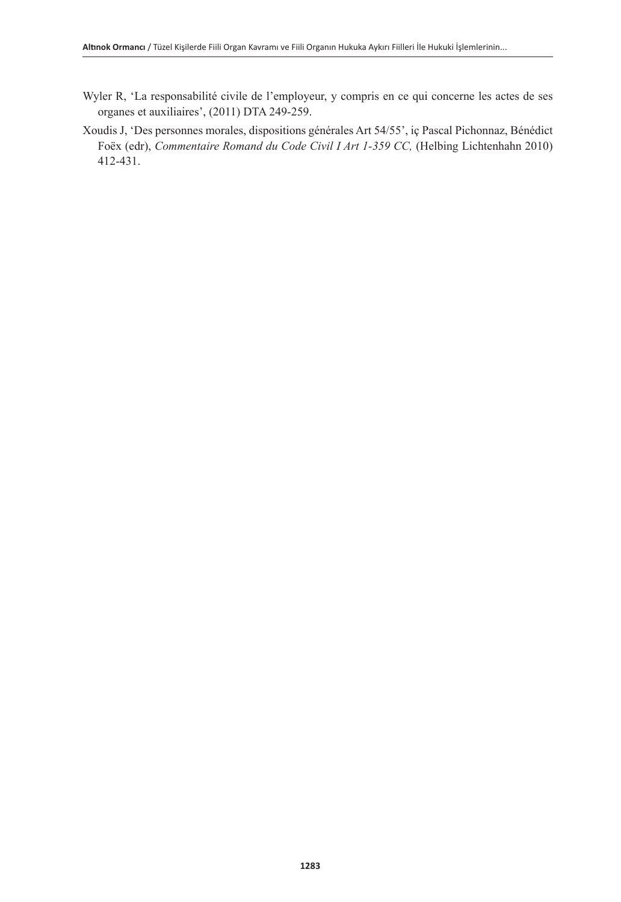Wyler R, 'La responsabilité civile de l'employeur, y compris en ce qui concerne les actes de ses organes et auxiliaires', (2011) DTA 249-259.

Xoudis J, 'Des personnes morales, dispositions générales Art 54/55', iç Pascal Pichonnaz, Bénédict Foëx (edr), *Commentaire Romand du Code Civil I Art 1-359 CC,* (Helbing Lichtenhahn 2010) 412-431.